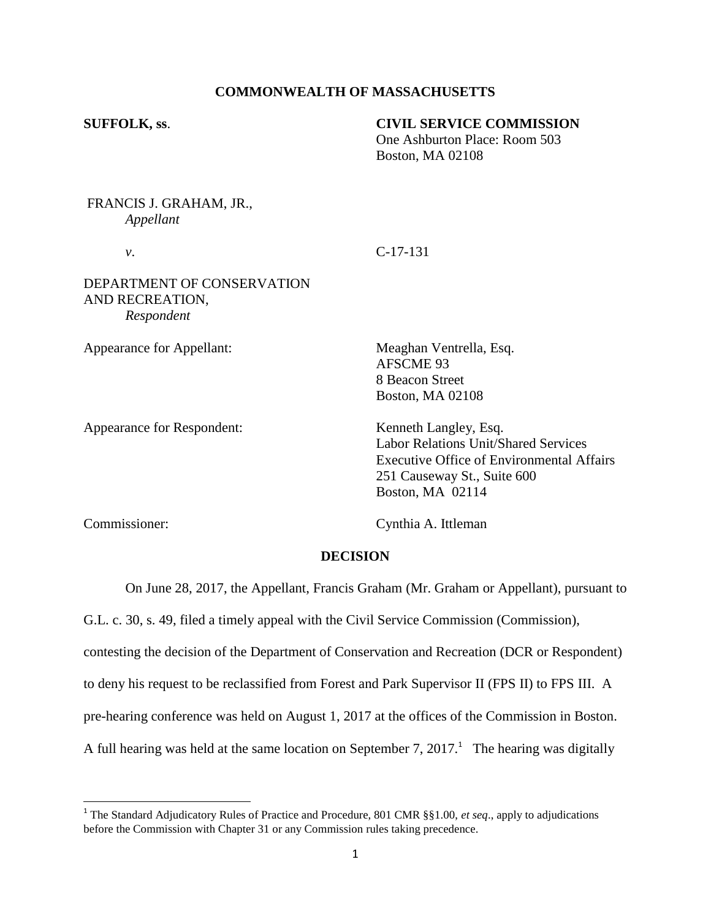**COMMONWEALTH OF MASSACHUSETTS**

**SUFFOLK, ss**.

**CIVIL SERVICE COMMISSION**
One Ashburton Place: Room 503
Boston, MA 02108

FRANCIS J. GRAHAM, JR.,
*Appellant*

*v*.

C-17-131

DEPARTMENT OF CONSERVATION AND RECREATION,
*Respondent*

Appearance for Appellant:

Meaghan Ventrella, Esq.
AFSCME 93
8 Beacon Street
Boston, MA 02108

Appearance for Respondent:

Kenneth Langley, Esq.
Labor Relations Unit/Shared Services
Executive Office of Environmental Affairs
251 Causeway St., Suite 600
Boston, MA 02114

Commissioner:

Cynthia A. Ittleman

**DECISION**

On June 28, 2017, the Appellant, Francis Graham (Mr. Graham or Appellant), pursuant to G.L. c. 30, s. 49, filed a timely appeal with the Civil Service Commission (Commission), contesting the decision of the Department of Conservation and Recreation (DCR or Respondent) to deny his request to be reclassified from Forest and Park Supervisor II (FPS II) to FPS III. A pre-hearing conference was held on August 1, 2017 at the offices of the Commission in Boston. A full hearing was held at the same location on September 7, 2017.[1] The hearing was digitally

[1] The Standard Adjudicatory Rules of Practice and Procedure, 801 CMR §§1.00, *et seq*., apply to adjudications before the Commission with Chapter 31 or any Commission rules taking precedence.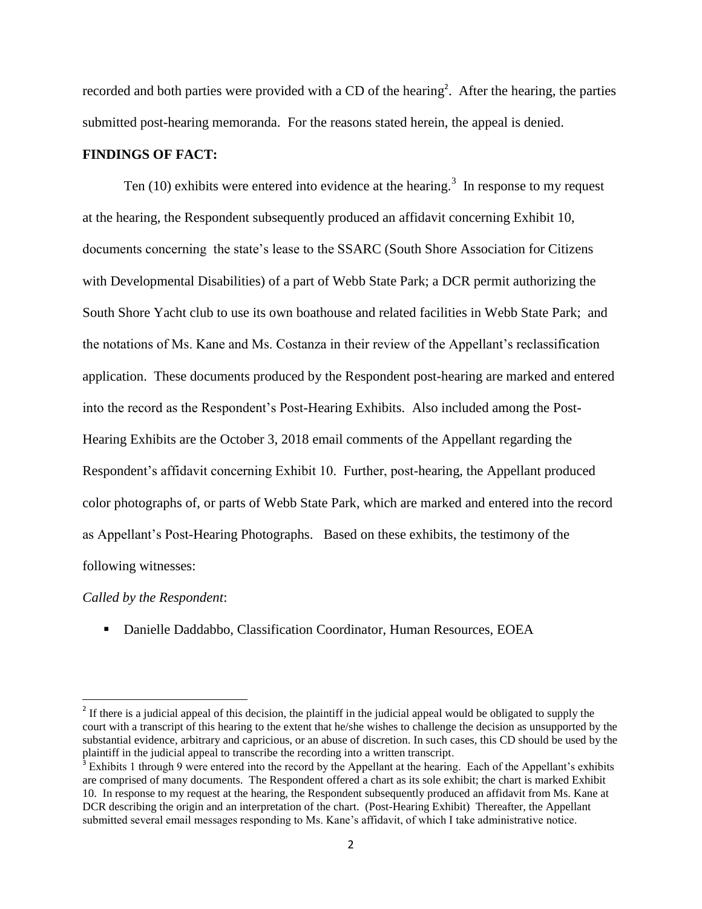recorded and both parties were provided with a CD of the hearing[2]. After the hearing, the parties submitted post-hearing memoranda. For the reasons stated herein, the appeal is denied.

**FINDINGS OF FACT:**

Ten (10) exhibits were entered into evidence at the hearing.[3] In response to my request at the hearing, the Respondent subsequently produced an affidavit concerning Exhibit 10, documents concerning the state's lease to the SSARC (South Shore Association for Citizens with Developmental Disabilities) of a part of Webb State Park; a DCR permit authorizing the South Shore Yacht club to use its own boathouse and related facilities in Webb State Park; and the notations of Ms. Kane and Ms. Costanza in their review of the Appellant's reclassification application. These documents produced by the Respondent post-hearing are marked and entered into the record as the Respondent's Post-Hearing Exhibits. Also included among the Post-Hearing Exhibits are the October 3, 2018 email comments of the Appellant regarding the Respondent's affidavit concerning Exhibit 10. Further, post-hearing, the Appellant produced color photographs of, or parts of Webb State Park, which are marked and entered into the record as Appellant's Post-Hearing Photographs. Based on these exhibits, the testimony of the following witnesses:

*Called by the Respondent*:

- Danielle Daddabbo, Classification Coordinator, Human Resources, EOEA

---

[2] If there is a judicial appeal of this decision, the plaintiff in the judicial appeal would be obligated to supply the court with a transcript of this hearing to the extent that he/she wishes to challenge the decision as unsupported by the substantial evidence, arbitrary and capricious, or an abuse of discretion. In such cases, this CD should be used by the plaintiff in the judicial appeal to transcribe the recording into a written transcript.

[3] Exhibits 1 through 9 were entered into the record by the Appellant at the hearing. Each of the Appellant's exhibits are comprised of many documents. The Respondent offered a chart as its sole exhibit; the chart is marked Exhibit 10. In response to my request at the hearing, the Respondent subsequently produced an affidavit from Ms. Kane at DCR describing the origin and an interpretation of the chart. (Post-Hearing Exhibit) Thereafter, the Appellant submitted several email messages responding to Ms. Kane's affidavit, of which I take administrative notice.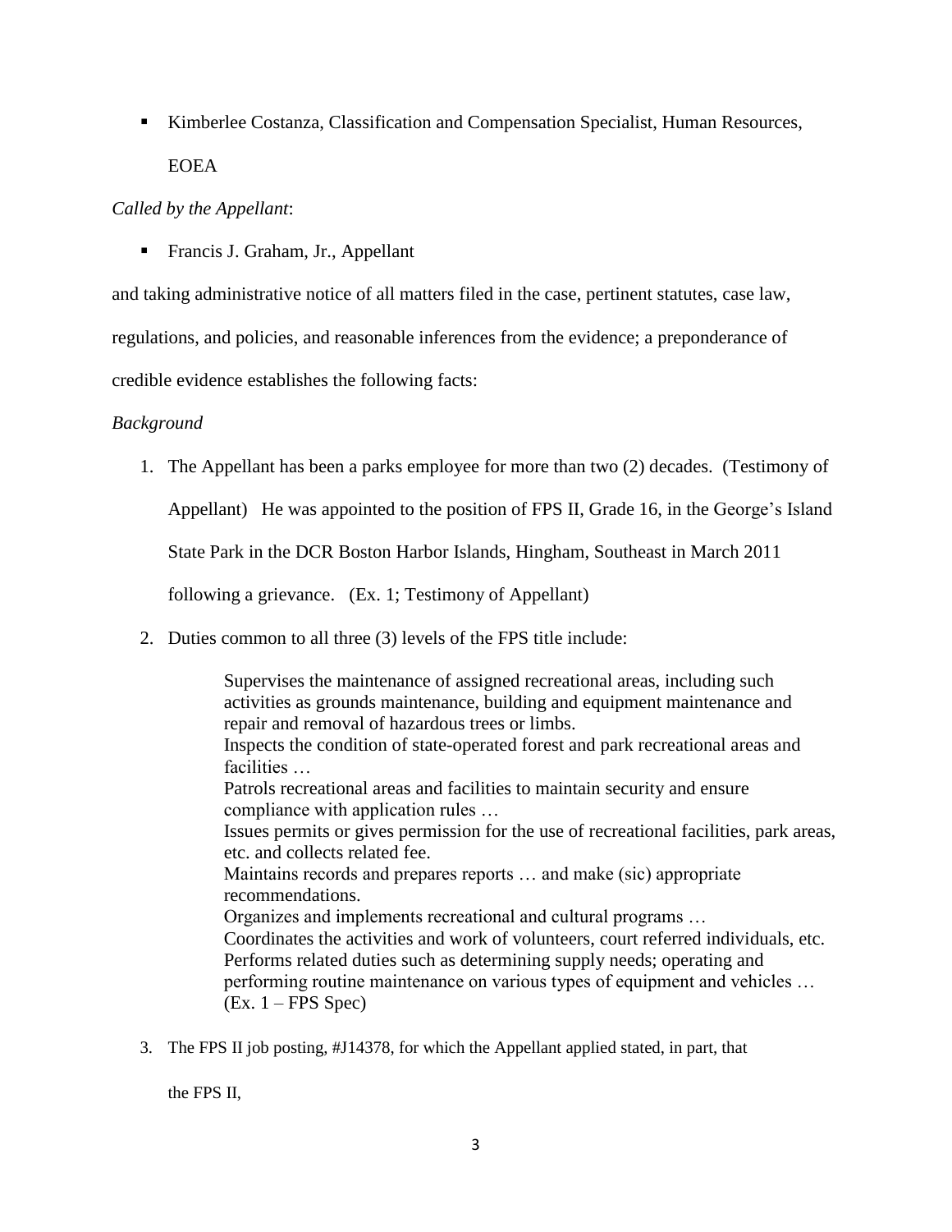- Kimberlee Costanza, Classification and Compensation Specialist, Human Resources, EOEA

*Called by the Appellant*:

- Francis J. Graham, Jr., Appellant

and taking administrative notice of all matters filed in the case, pertinent statutes, case law, regulations, and policies, and reasonable inferences from the evidence; a preponderance of credible evidence establishes the following facts:

*Background*

1. The Appellant has been a parks employee for more than two (2) decades. (Testimony of Appellant) He was appointed to the position of FPS II, Grade 16, in the George's Island State Park in the DCR Boston Harbor Islands, Hingham, Southeast in March 2011 following a grievance. (Ex. 1; Testimony of Appellant)

2. Duties common to all three (3) levels of the FPS title include:

   > Supervises the maintenance of assigned recreational areas, including such activities as grounds maintenance, building and equipment maintenance and repair and removal of hazardous trees or limbs.
   > Inspects the condition of state-operated forest and park recreational areas and facilities …
   > Patrols recreational areas and facilities to maintain security and ensure compliance with application rules …
   > Issues permits or gives permission for the use of recreational facilities, park areas, etc. and collects related fee.
   > Maintains records and prepares reports … and make (sic) appropriate recommendations.
   > Organizes and implements recreational and cultural programs …
   > Coordinates the activities and work of volunteers, court referred individuals, etc.
   > Performs related duties such as determining supply needs; operating and performing routine maintenance on various types of equipment and vehicles … (Ex. 1 – FPS Spec)

3. The FPS II job posting, #J14378, for which the Appellant applied stated, in part, that the FPS II,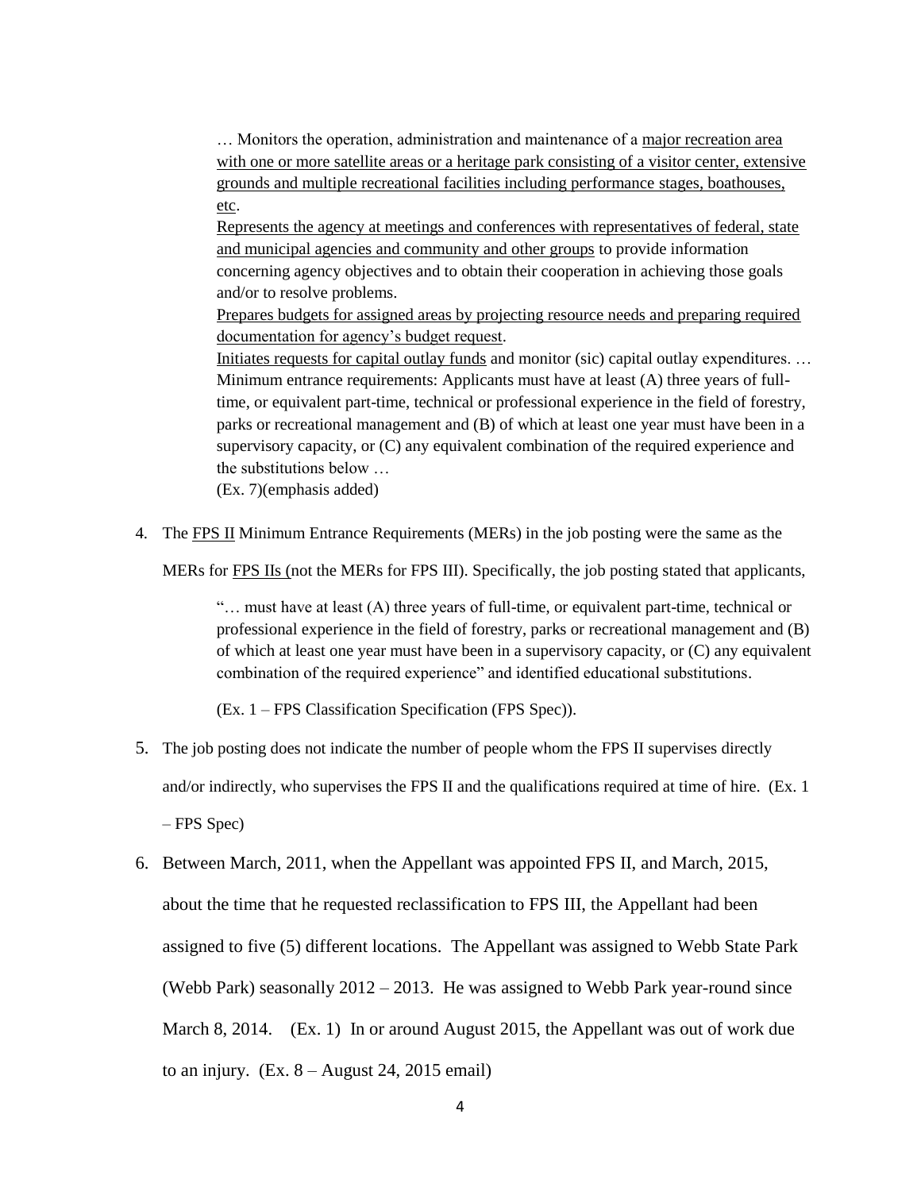> … Monitors the operation, administration and maintenance of a <u>major recreation area with one or more satellite areas or a heritage park consisting of a visitor center, extensive grounds and multiple recreational facilities including performance stages, boathouses, etc</u>.
> <u>Represents the agency at meetings and conferences with representatives of federal, state and municipal agencies and community and other groups</u> to provide information concerning agency objectives and to obtain their cooperation in achieving those goals and/or to resolve problems.
> <u>Prepares budgets for assigned areas by projecting resource needs and preparing required documentation for agency's budget request</u>.
> <u>Initiates requests for capital outlay funds</u> and monitor (sic) capital outlay expenditures. …
> Minimum entrance requirements: Applicants must have at least (A) three years of full-time, or equivalent part-time, technical or professional experience in the field of forestry, parks or recreational management and (B) of which at least one year must have been in a supervisory capacity, or (C) any equivalent combination of the required experience and the substitutions below …
> (Ex. 7)(emphasis added)

4. The <u>FPS II</u> Minimum Entrance Requirements (MERs) in the job posting were the same as the MERs for <u>FPS IIs (</u>not the MERs for FPS III). Specifically, the job posting stated that applicants,

   > "… must have at least (A) three years of full-time, or equivalent part-time, technical or professional experience in the field of forestry, parks or recreational management and (B) of which at least one year must have been in a supervisory capacity, or (C) any equivalent combination of the required experience" and identified educational substitutions.
   >
   > (Ex. 1 – FPS Classification Specification (FPS Spec)).

5. The job posting does not indicate the number of people whom the FPS II supervises directly and/or indirectly, who supervises the FPS II and the qualifications required at time of hire. (Ex. 1 – FPS Spec)

6. Between March, 2011, when the Appellant was appointed FPS II, and March, 2015, about the time that he requested reclassification to FPS III, the Appellant had been assigned to five (5) different locations. The Appellant was assigned to Webb State Park (Webb Park) seasonally 2012 – 2013. He was assigned to Webb Park year-round since March 8, 2014. (Ex. 1) In or around August 2015, the Appellant was out of work due to an injury. (Ex. 8 – August 24, 2015 email)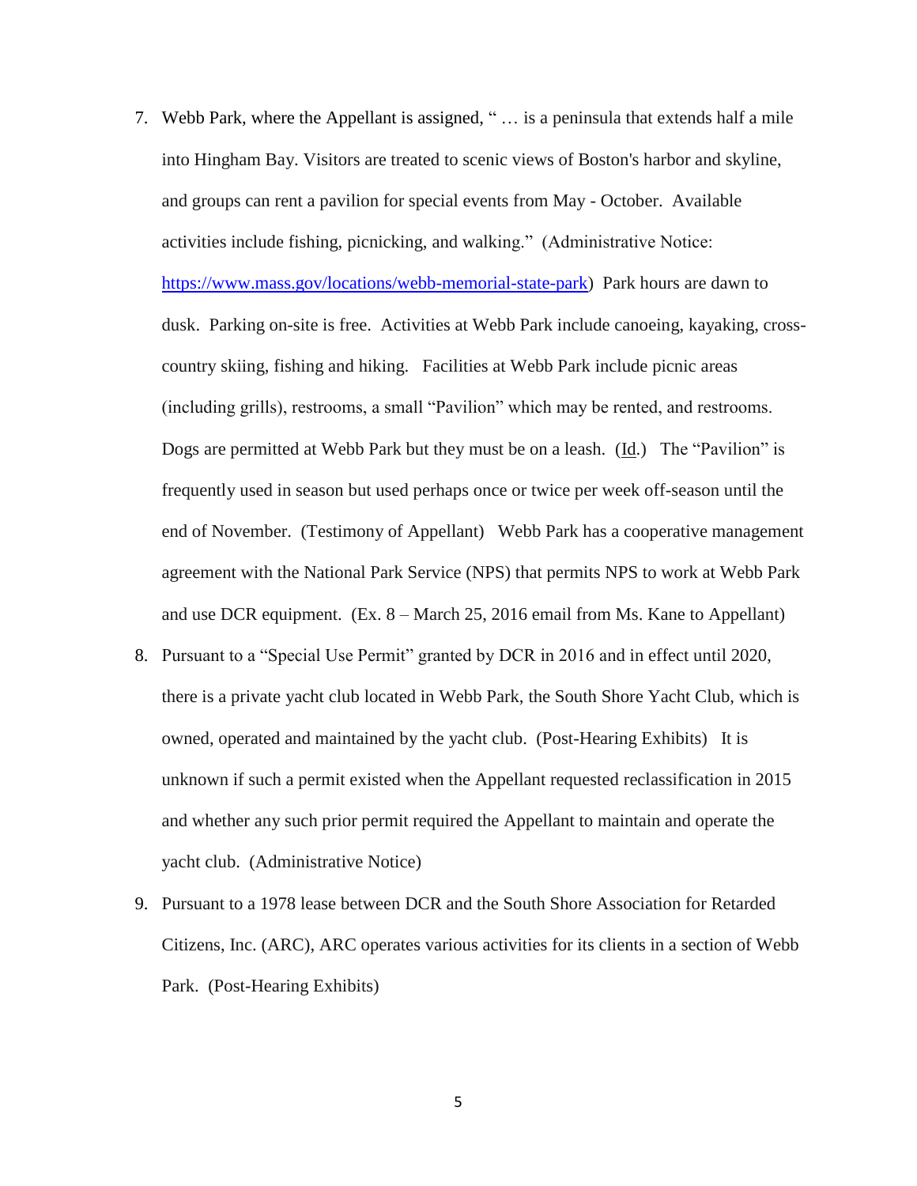7. Webb Park, where the Appellant is assigned, " … is a peninsula that extends half a mile into Hingham Bay. Visitors are treated to scenic views of Boston's harbor and skyline, and groups can rent a pavilion for special events from May - October. Available activities include fishing, picnicking, and walking." (Administrative Notice: [https://www.mass.gov/locations/webb-memorial-state-park](https://www.mass.gov/locations/webb-memorial-state-park)) Park hours are dawn to dusk. Parking on-site is free. Activities at Webb Park include canoeing, kayaking, cross-country skiing, fishing and hiking. Facilities at Webb Park include picnic areas (including grills), restrooms, a small "Pavilion" which may be rented, and restrooms. Dogs are permitted at Webb Park but they must be on a leash. (Id.) The "Pavilion" is frequently used in season but used perhaps once or twice per week off-season until the end of November. (Testimony of Appellant) Webb Park has a cooperative management agreement with the National Park Service (NPS) that permits NPS to work at Webb Park and use DCR equipment. (Ex. 8 – March 25, 2016 email from Ms. Kane to Appellant)

8. Pursuant to a "Special Use Permit" granted by DCR in 2016 and in effect until 2020, there is a private yacht club located in Webb Park, the South Shore Yacht Club, which is owned, operated and maintained by the yacht club. (Post-Hearing Exhibits) It is unknown if such a permit existed when the Appellant requested reclassification in 2015 and whether any such prior permit required the Appellant to maintain and operate the yacht club. (Administrative Notice)

9. Pursuant to a 1978 lease between DCR and the South Shore Association for Retarded Citizens, Inc. (ARC), ARC operates various activities for its clients in a section of Webb Park. (Post-Hearing Exhibits)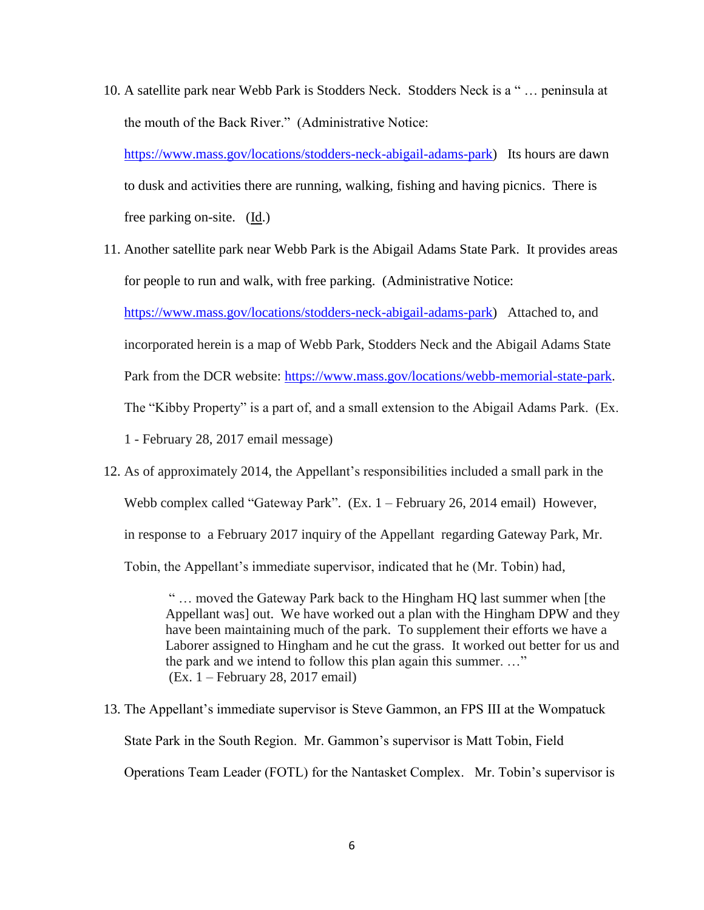10. A satellite park near Webb Park is Stodders Neck. Stodders Neck is a " … peninsula at the mouth of the Back River." (Administrative Notice: https://www.mass.gov/locations/stodders-neck-abigail-adams-park) Its hours are dawn to dusk and activities there are running, walking, fishing and having picnics. There is free parking on-site. (Id.)

11. Another satellite park near Webb Park is the Abigail Adams State Park. It provides areas for people to run and walk, with free parking. (Administrative Notice: https://www.mass.gov/locations/stodders-neck-abigail-adams-park) Attached to, and incorporated herein is a map of Webb Park, Stodders Neck and the Abigail Adams State Park from the DCR website: https://www.mass.gov/locations/webb-memorial-state-park. The "Kibby Property" is a part of, and a small extension to the Abigail Adams Park. (Ex. 1 - February 28, 2017 email message)

12. As of approximately 2014, the Appellant's responsibilities included a small park in the Webb complex called "Gateway Park". (Ex. 1 – February 26, 2014 email) However, in response to a February 2017 inquiry of the Appellant regarding Gateway Park, Mr. Tobin, the Appellant's immediate supervisor, indicated that he (Mr. Tobin) had,

    > " … moved the Gateway Park back to the Hingham HQ last summer when [the Appellant was] out. We have worked out a plan with the Hingham DPW and they have been maintaining much of the park. To supplement their efforts we have a Laborer assigned to Hingham and he cut the grass. It worked out better for us and the park and we intend to follow this plan again this summer. …"
    > (Ex. 1 – February 28, 2017 email)

13. The Appellant's immediate supervisor is Steve Gammon, an FPS III at the Wompatuck State Park in the South Region. Mr. Gammon's supervisor is Matt Tobin, Field Operations Team Leader (FOTL) for the Nantasket Complex. Mr. Tobin's supervisor is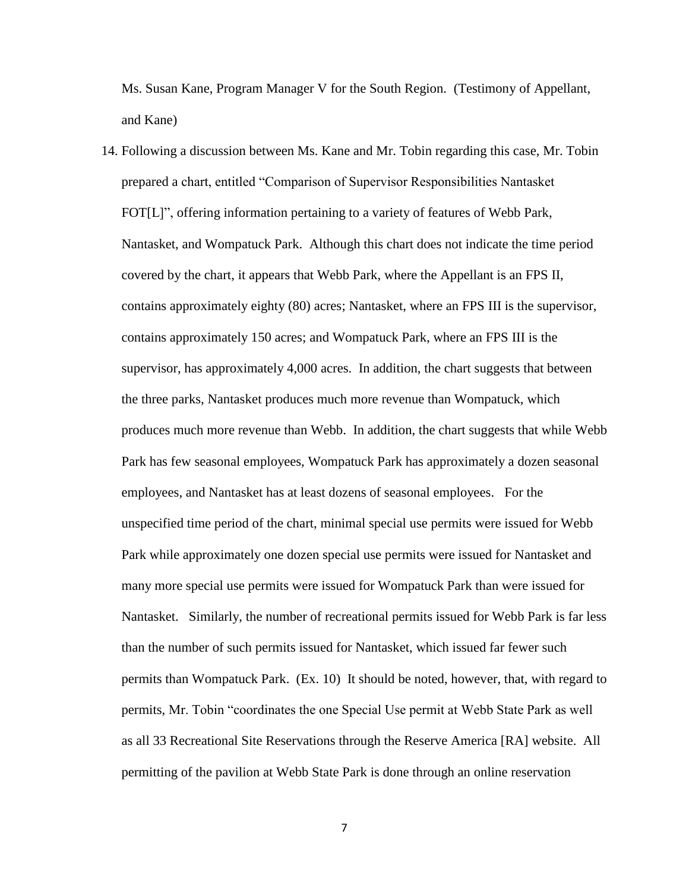Ms. Susan Kane, Program Manager V for the South Region. (Testimony of Appellant, and Kane)

14. Following a discussion between Ms. Kane and Mr. Tobin regarding this case, Mr. Tobin prepared a chart, entitled "Comparison of Supervisor Responsibilities Nantasket FOT[L]", offering information pertaining to a variety of features of Webb Park, Nantasket, and Wompatuck Park. Although this chart does not indicate the time period covered by the chart, it appears that Webb Park, where the Appellant is an FPS II, contains approximately eighty (80) acres; Nantasket, where an FPS III is the supervisor, contains approximately 150 acres; and Wompatuck Park, where an FPS III is the supervisor, has approximately 4,000 acres. In addition, the chart suggests that between the three parks, Nantasket produces much more revenue than Wompatuck, which produces much more revenue than Webb. In addition, the chart suggests that while Webb Park has few seasonal employees, Wompatuck Park has approximately a dozen seasonal employees, and Nantasket has at least dozens of seasonal employees. For the unspecified time period of the chart, minimal special use permits were issued for Webb Park while approximately one dozen special use permits were issued for Nantasket and many more special use permits were issued for Wompatuck Park than were issued for Nantasket. Similarly, the number of recreational permits issued for Webb Park is far less than the number of such permits issued for Nantasket, which issued far fewer such permits than Wompatuck Park. (Ex. 10) It should be noted, however, that, with regard to permits, Mr. Tobin "coordinates the one Special Use permit at Webb State Park as well as all 33 Recreational Site Reservations through the Reserve America [RA] website. All permitting of the pavilion at Webb State Park is done through an online reservation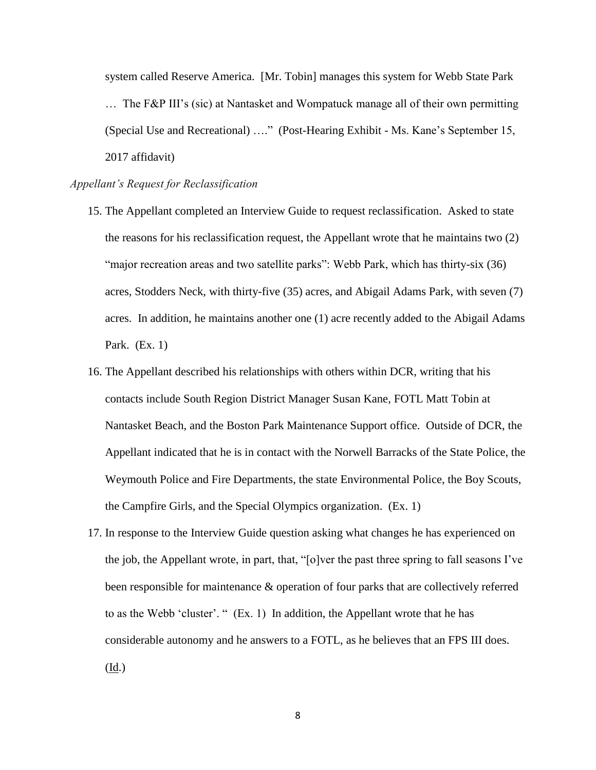system called Reserve America. [Mr. Tobin] manages this system for Webb State Park … The F&P III's (sic) at Nantasket and Wompatuck manage all of their own permitting (Special Use and Recreational) …." (Post-Hearing Exhibit - Ms. Kane's September 15, 2017 affidavit)

*Appellant's Request for Reclassification*

15. The Appellant completed an Interview Guide to request reclassification. Asked to state the reasons for his reclassification request, the Appellant wrote that he maintains two (2) "major recreation areas and two satellite parks": Webb Park, which has thirty-six (36) acres, Stodders Neck, with thirty-five (35) acres, and Abigail Adams Park, with seven (7) acres. In addition, he maintains another one (1) acre recently added to the Abigail Adams Park. (Ex. 1)

16. The Appellant described his relationships with others within DCR, writing that his contacts include South Region District Manager Susan Kane, FOTL Matt Tobin at Nantasket Beach, and the Boston Park Maintenance Support office. Outside of DCR, the Appellant indicated that he is in contact with the Norwell Barracks of the State Police, the Weymouth Police and Fire Departments, the state Environmental Police, the Boy Scouts, the Campfire Girls, and the Special Olympics organization. (Ex. 1)

17. In response to the Interview Guide question asking what changes he has experienced on the job, the Appellant wrote, in part, that, "[o]ver the past three spring to fall seasons I've been responsible for maintenance & operation of four parks that are collectively referred to as the Webb 'cluster'. " (Ex. 1) In addition, the Appellant wrote that he has considerable autonomy and he answers to a FOTL, as he believes that an FPS III does. (Id.)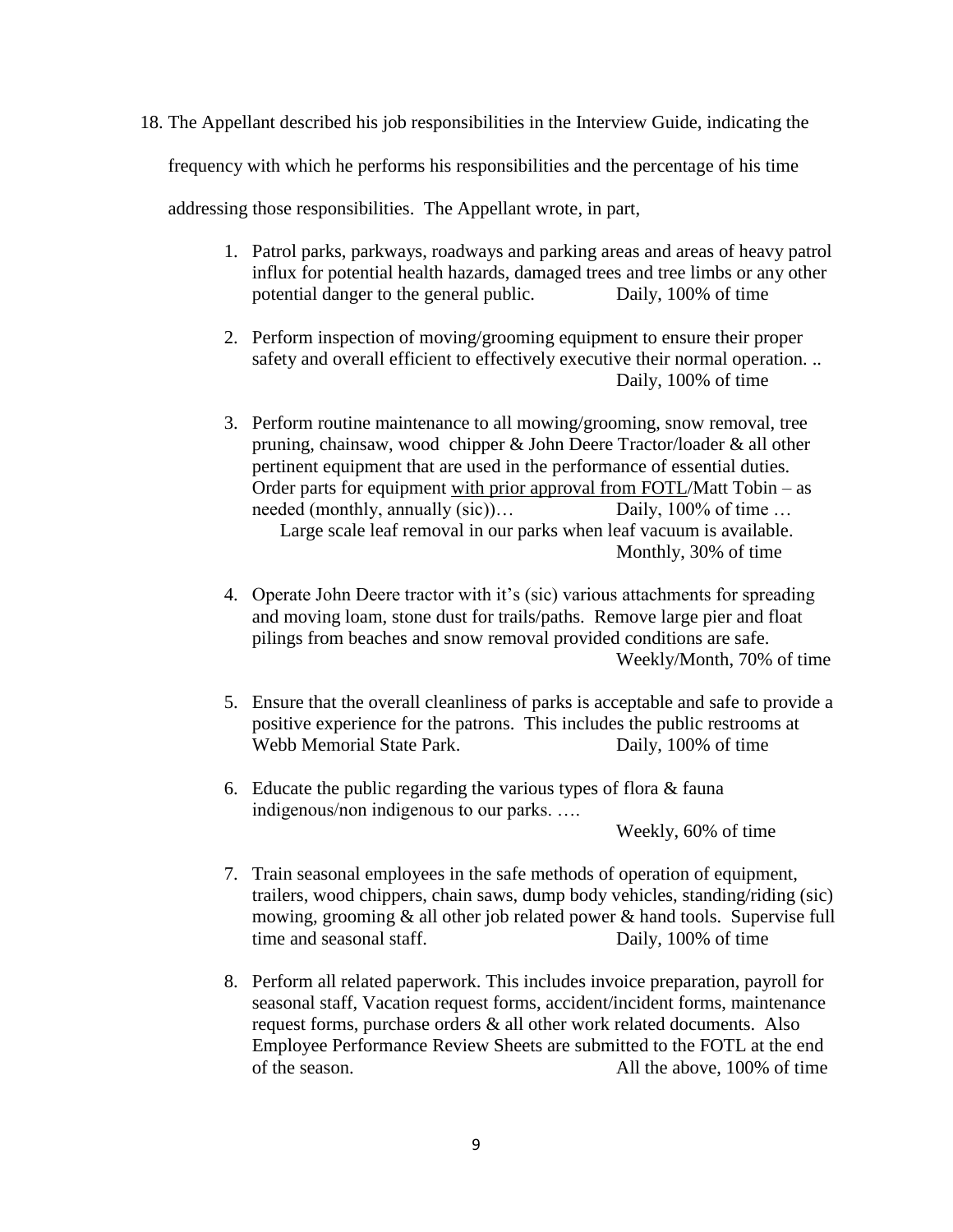18. The Appellant described his job responsibilities in the Interview Guide, indicating the frequency with which he performs his responsibilities and the percentage of his time addressing those responsibilities. The Appellant wrote, in part,

    1. Patrol parks, parkways, roadways and parking areas and areas of heavy patrol influx for potential health hazards, damaged trees and tree limbs or any other potential danger to the general public. Daily, 100% of time

    2. Perform inspection of moving/grooming equipment to ensure their proper safety and overall efficient to effectively executive their normal operation. .. Daily, 100% of time

    3. Perform routine maintenance to all mowing/grooming, snow removal, tree pruning, chainsaw, wood chipper & John Deere Tractor/loader & all other pertinent equipment that are used in the performance of essential duties. Order parts for equipment <u>with prior approval from FOTL</u>/Matt Tobin – as needed (monthly, annually (sic))… Daily, 100% of time …
    Large scale leaf removal in our parks when leaf vacuum is available. Monthly, 30% of time

    4. Operate John Deere tractor with it's (sic) various attachments for spreading and moving loam, stone dust for trails/paths. Remove large pier and float pilings from beaches and snow removal provided conditions are safe. Weekly/Month, 70% of time

    5. Ensure that the overall cleanliness of parks is acceptable and safe to provide a positive experience for the patrons. This includes the public restrooms at Webb Memorial State Park. Daily, 100% of time

    6. Educate the public regarding the various types of flora & fauna indigenous/non indigenous to our parks. ….
    Weekly, 60% of time

    7. Train seasonal employees in the safe methods of operation of equipment, trailers, wood chippers, chain saws, dump body vehicles, standing/riding (sic) mowing, grooming & all other job related power & hand tools. Supervise full time and seasonal staff. Daily, 100% of time

    8. Perform all related paperwork. This includes invoice preparation, payroll for seasonal staff, Vacation request forms, accident/incident forms, maintenance request forms, purchase orders & all other work related documents. Also Employee Performance Review Sheets are submitted to the FOTL at the end of the season. All the above, 100% of time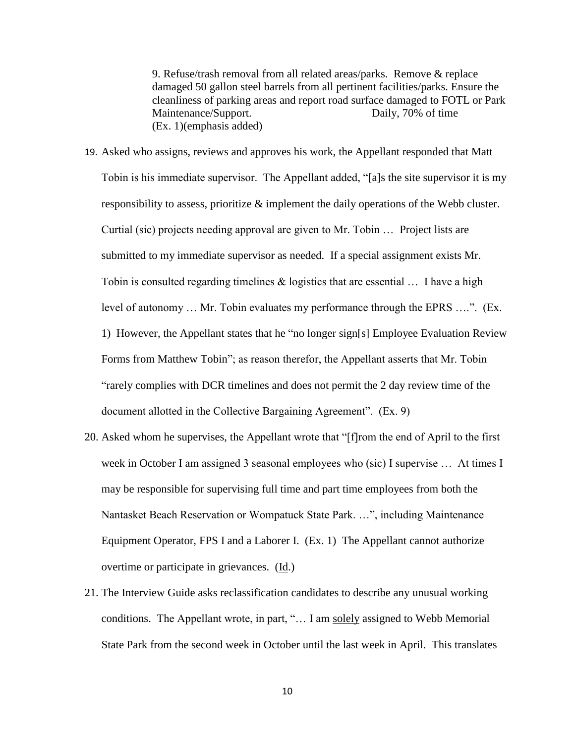> 9. Refuse/trash removal from all related areas/parks. Remove & replace damaged 50 gallon steel barrels from all pertinent facilities/parks. Ensure the cleanliness of parking areas and report road surface damaged to FOTL or Park Maintenance/Support. Daily, 70% of time
> (Ex. 1)(emphasis added)

19. Asked who assigns, reviews and approves his work, the Appellant responded that Matt Tobin is his immediate supervisor. The Appellant added, "[a]s the site supervisor it is my responsibility to assess, prioritize & implement the daily operations of the Webb cluster. Curtial (sic) projects needing approval are given to Mr. Tobin … Project lists are submitted to my immediate supervisor as needed. If a special assignment exists Mr. Tobin is consulted regarding timelines & logistics that are essential … I have a high level of autonomy … Mr. Tobin evaluates my performance through the EPRS ….". (Ex. 1) However, the Appellant states that he "no longer sign[s] Employee Evaluation Review Forms from Matthew Tobin"; as reason therefor, the Appellant asserts that Mr. Tobin "rarely complies with DCR timelines and does not permit the 2 day review time of the document allotted in the Collective Bargaining Agreement". (Ex. 9)

20. Asked whom he supervises, the Appellant wrote that "[f]rom the end of April to the first week in October I am assigned 3 seasonal employees who (sic) I supervise … At times I may be responsible for supervising full time and part time employees from both the Nantasket Beach Reservation or Wompatuck State Park. …", including Maintenance Equipment Operator, FPS I and a Laborer I. (Ex. 1) The Appellant cannot authorize overtime or participate in grievances. (Id.)

21. The Interview Guide asks reclassification candidates to describe any unusual working conditions. The Appellant wrote, in part, "… I am solely assigned to Webb Memorial State Park from the second week in October until the last week in April. This translates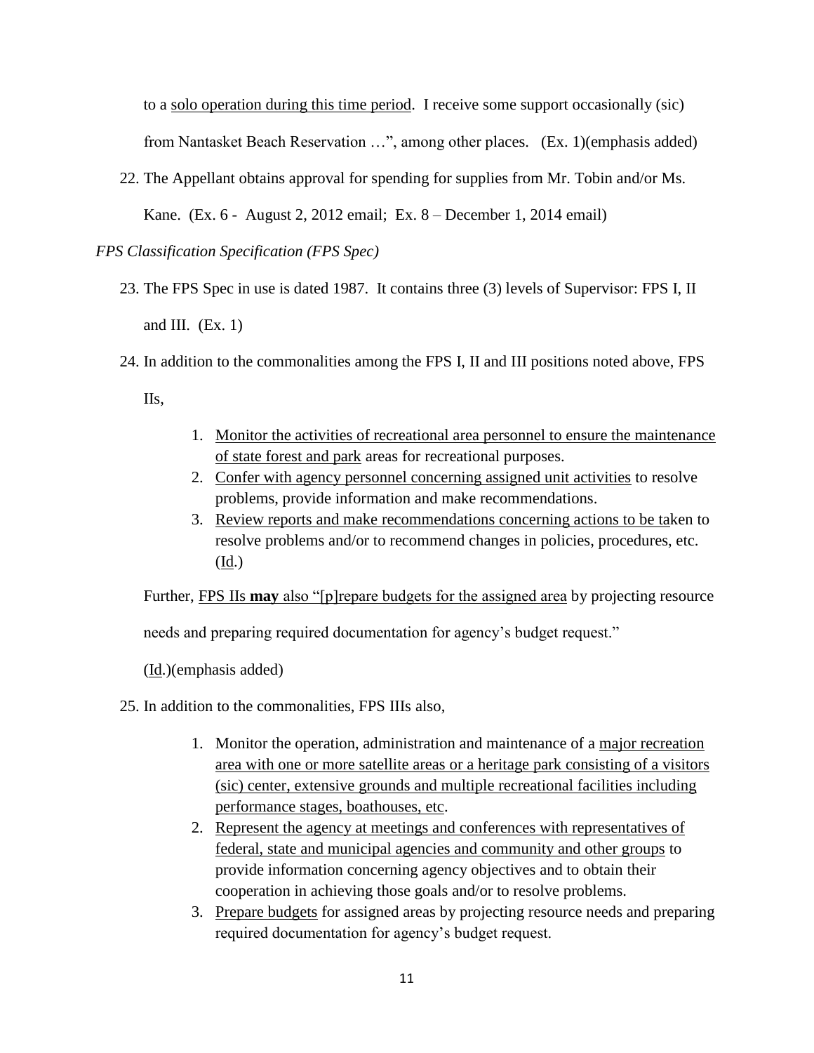to a <u>solo operation during this time period</u>. I receive some support occasionally (sic) from Nantasket Beach Reservation …", among other places. (Ex. 1)(emphasis added)

22. The Appellant obtains approval for spending for supplies from Mr. Tobin and/or Ms. Kane. (Ex. 6 - August 2, 2012 email; Ex. 8 – December 1, 2014 email)

*FPS Classification Specification (FPS Spec)*

23. The FPS Spec in use is dated 1987. It contains three (3) levels of Supervisor: FPS I, II and III. (Ex. 1)

24. In addition to the commonalities among the FPS I, II and III positions noted above, FPS IIs,

    1. <u>Monitor the activities of recreational area personnel to ensure the maintenance of state forest and park</u> areas for recreational purposes.
    2. <u>Confer with agency personnel concerning assigned unit activities</u> to resolve problems, provide information and make recommendations.
    3. <u>Review reports and make recommendations concerning actions to be ta</u>ken to resolve problems and/or to recommend changes in policies, procedures, etc. (<u>Id</u>.)

    Further, <u>FPS IIs **may** also "[p]repare budgets for the assigned area</u> by projecting resource needs and preparing required documentation for agency's budget request."

    (<u>Id</u>.)(emphasis added)

25. In addition to the commonalities, FPS IIIs also,

    1. Monitor the operation, administration and maintenance of a <u>major recreation area with one or more satellite areas or a heritage park consisting of a visitors (sic) center, extensive grounds and multiple recreational facilities including performance stages, boathouses, etc</u>.
    2. <u>Represent the agency at meetings and conferences with representatives of federal, state and municipal agencies and community and other groups</u> to provide information concerning agency objectives and to obtain their cooperation in achieving those goals and/or to resolve problems.
    3. <u>Prepare budgets</u> for assigned areas by projecting resource needs and preparing required documentation for agency's budget request.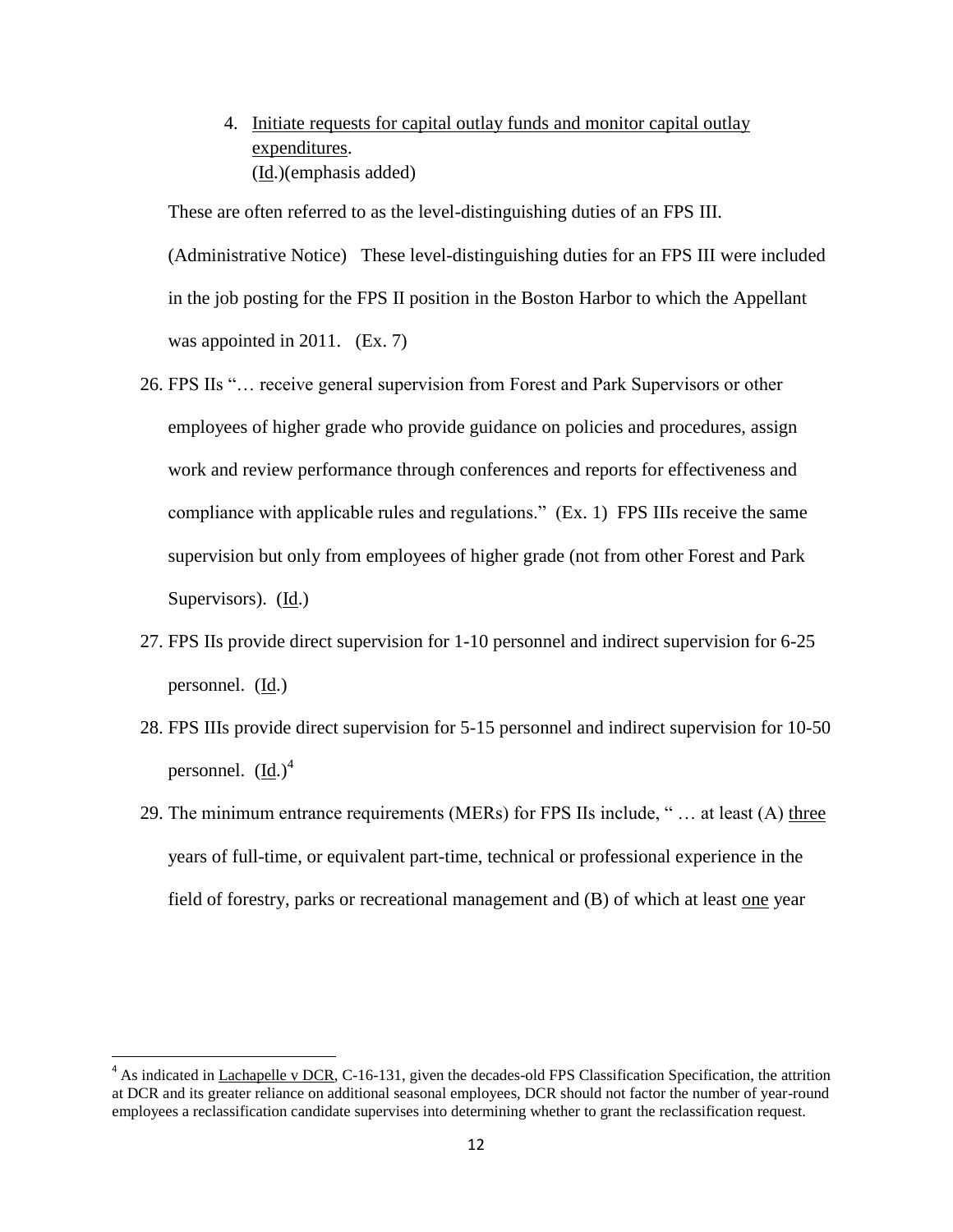4. Initiate requests for capital outlay funds and monitor capital outlay expenditures.
   (Id.)(emphasis added)

These are often referred to as the level-distinguishing duties of an FPS III. (Administrative Notice) These level-distinguishing duties for an FPS III were included in the job posting for the FPS II position in the Boston Harbor to which the Appellant was appointed in 2011. (Ex. 7)

26. FPS IIs "… receive general supervision from Forest and Park Supervisors or other employees of higher grade who provide guidance on policies and procedures, assign work and review performance through conferences and reports for effectiveness and compliance with applicable rules and regulations." (Ex. 1) FPS IIIs receive the same supervision but only from employees of higher grade (not from other Forest and Park Supervisors). (Id.)

27. FPS IIs provide direct supervision for 1-10 personnel and indirect supervision for 6-25 personnel. (Id.)

28. FPS IIIs provide direct supervision for 5-15 personnel and indirect supervision for 10-50 personnel. (Id.)[4]

29. The minimum entrance requirements (MERs) for FPS IIs include, " … at least (A) three years of full-time, or equivalent part-time, technical or professional experience in the field of forestry, parks or recreational management and (B) of which at least one year

[4] As indicated in Lachapelle v DCR, C-16-131, given the decades-old FPS Classification Specification, the attrition at DCR and its greater reliance on additional seasonal employees, DCR should not factor the number of year-round employees a reclassification candidate supervises into determining whether to grant the reclassification request.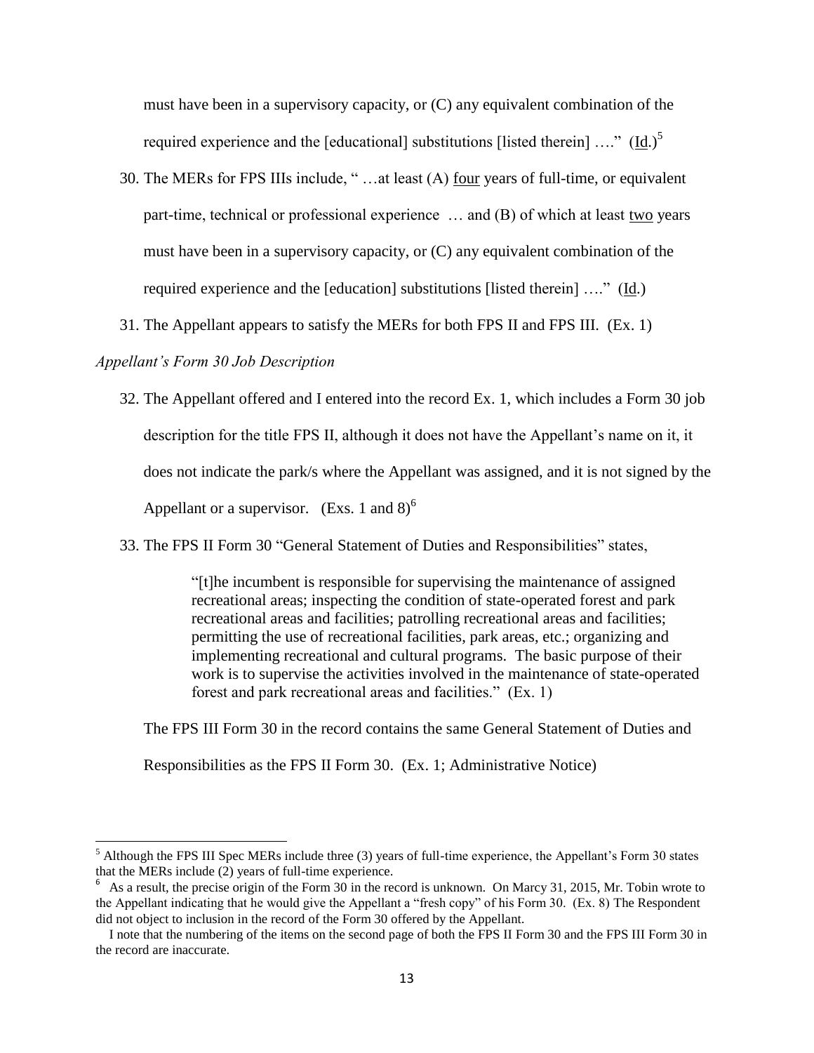must have been in a supervisory capacity, or (C) any equivalent combination of the required experience and the [educational] substitutions [listed therein] …." (Id.)[5]

30. The MERs for FPS IIIs include, " …at least (A) four years of full-time, or equivalent part-time, technical or professional experience … and (B) of which at least two years must have been in a supervisory capacity, or (C) any equivalent combination of the required experience and the [education] substitutions [listed therein] …." (Id.)

31. The Appellant appears to satisfy the MERs for both FPS II and FPS III. (Ex. 1)

*Appellant's Form 30 Job Description*

32. The Appellant offered and I entered into the record Ex. 1, which includes a Form 30 job description for the title FPS II, although it does not have the Appellant's name on it, it does not indicate the park/s where the Appellant was assigned, and it is not signed by the Appellant or a supervisor. (Exs. 1 and 8)[6]

33. The FPS II Form 30 "General Statement of Duties and Responsibilities" states,

> "[t]he incumbent is responsible for supervising the maintenance of assigned recreational areas; inspecting the condition of state-operated forest and park recreational areas and facilities; patrolling recreational areas and facilities; permitting the use of recreational facilities, park areas, etc.; organizing and implementing recreational and cultural programs. The basic purpose of their work is to supervise the activities involved in the maintenance of state-operated forest and park recreational areas and facilities." (Ex. 1)

The FPS III Form 30 in the record contains the same General Statement of Duties and Responsibilities as the FPS II Form 30. (Ex. 1; Administrative Notice)

---

[5] Although the FPS III Spec MERs include three (3) years of full-time experience, the Appellant's Form 30 states that the MERs include (2) years of full-time experience.

[6] As a result, the precise origin of the Form 30 in the record is unknown. On Marcy 31, 2015, Mr. Tobin wrote to the Appellant indicating that he would give the Appellant a "fresh copy" of his Form 30. (Ex. 8) The Respondent did not object to inclusion in the record of the Form 30 offered by the Appellant.

I note that the numbering of the items on the second page of both the FPS II Form 30 and the FPS III Form 30 in the record are inaccurate.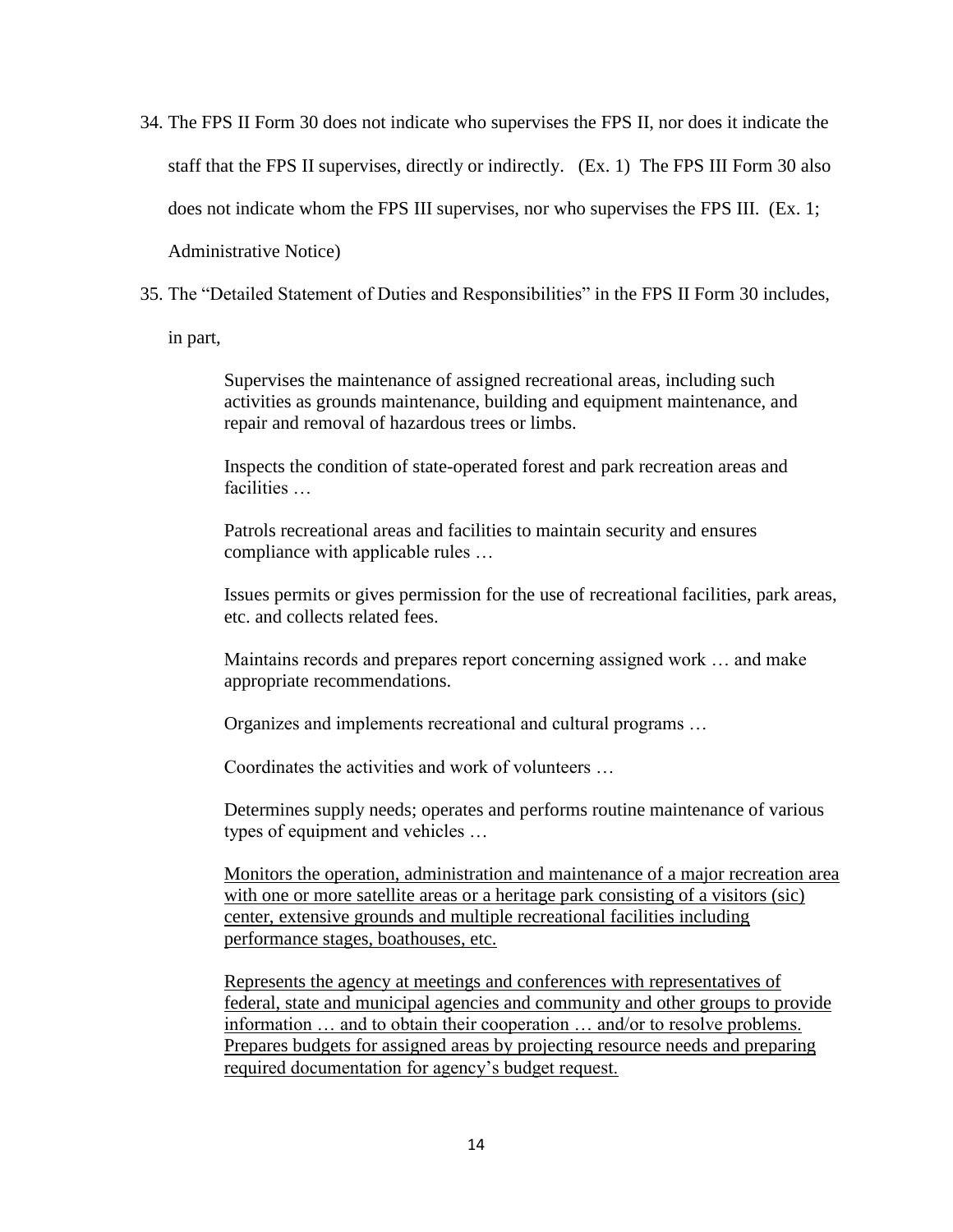34. The FPS II Form 30 does not indicate who supervises the FPS II, nor does it indicate the staff that the FPS II supervises, directly or indirectly. (Ex. 1) The FPS III Form 30 also does not indicate whom the FPS III supervises, nor who supervises the FPS III. (Ex. 1; Administrative Notice)

35. The "Detailed Statement of Duties and Responsibilities" in the FPS II Form 30 includes, in part,

> Supervises the maintenance of assigned recreational areas, including such activities as grounds maintenance, building and equipment maintenance, and repair and removal of hazardous trees or limbs.
>
> Inspects the condition of state-operated forest and park recreation areas and facilities …
>
> Patrols recreational areas and facilities to maintain security and ensures compliance with applicable rules …
>
> Issues permits or gives permission for the use of recreational facilities, park areas, etc. and collects related fees.
>
> Maintains records and prepares report concerning assigned work … and make appropriate recommendations.
>
> Organizes and implements recreational and cultural programs …
>
> Coordinates the activities and work of volunteers …
>
> Determines supply needs; operates and performs routine maintenance of various types of equipment and vehicles …
>
> <u>Monitors the operation, administration and maintenance of a major recreation area with one or more satellite areas or a heritage park consisting of a visitors (sic) center, extensive grounds and multiple recreational facilities including performance stages, boathouses, etc.</u>
>
> <u>Represents the agency at meetings and conferences with representatives of federal, state and municipal agencies and community and other groups to provide information … and to obtain their cooperation … and/or to resolve problems. Prepares budgets for assigned areas by projecting resource needs and preparing required documentation for agency's budget request.</u>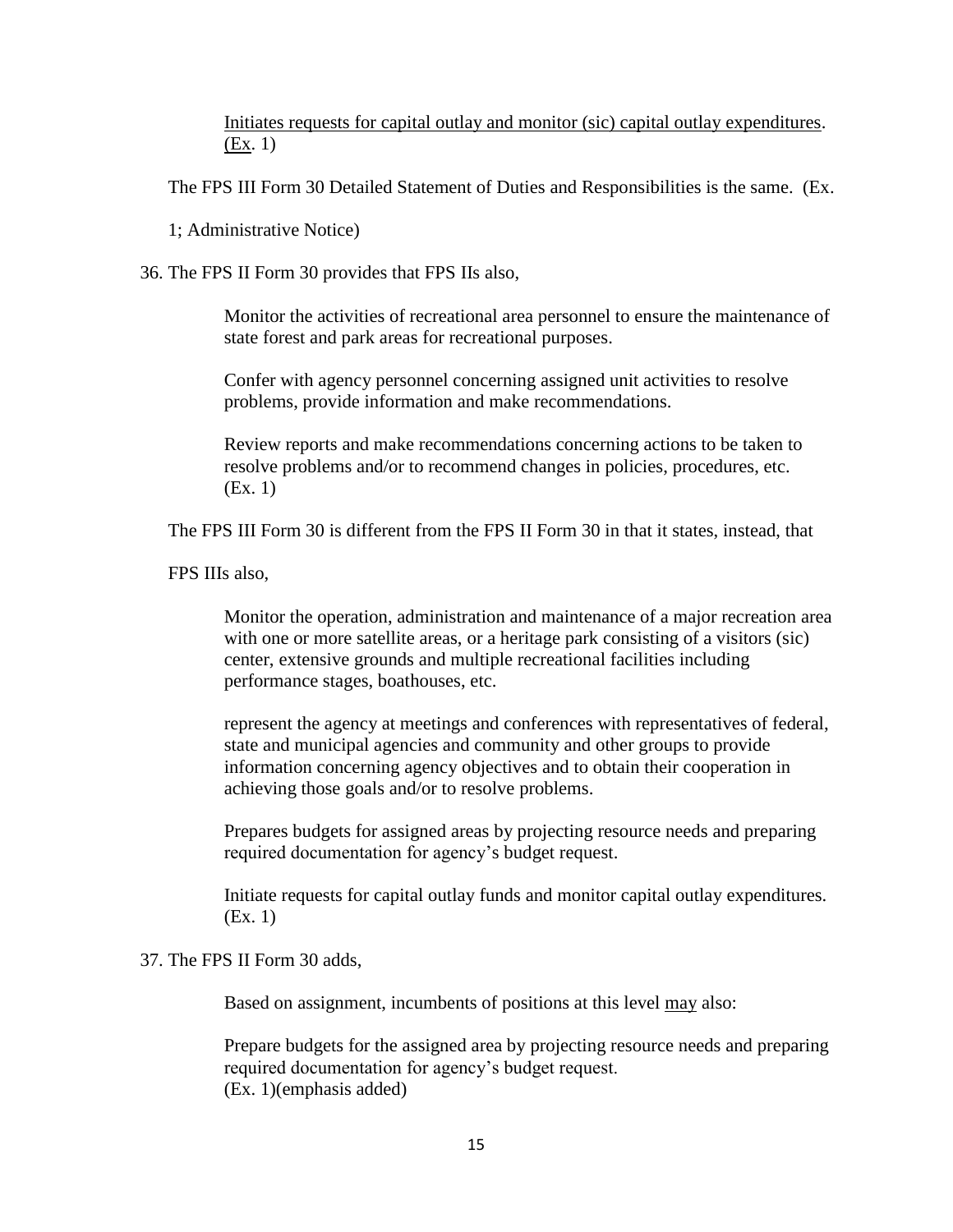> Initiates requests for capital outlay and monitor (sic) capital outlay expenditures. (Ex. 1)

The FPS III Form 30 Detailed Statement of Duties and Responsibilities is the same. (Ex. 1; Administrative Notice)

36. The FPS II Form 30 provides that FPS IIs also,

> Monitor the activities of recreational area personnel to ensure the maintenance of state forest and park areas for recreational purposes.
>
> Confer with agency personnel concerning assigned unit activities to resolve problems, provide information and make recommendations.
>
> Review reports and make recommendations concerning actions to be taken to resolve problems and/or to recommend changes in policies, procedures, etc. (Ex. 1)

The FPS III Form 30 is different from the FPS II Form 30 in that it states, instead, that FPS IIIs also,

> Monitor the operation, administration and maintenance of a major recreation area with one or more satellite areas, or a heritage park consisting of a visitors (sic) center, extensive grounds and multiple recreational facilities including performance stages, boathouses, etc.
>
> represent the agency at meetings and conferences with representatives of federal, state and municipal agencies and community and other groups to provide information concerning agency objectives and to obtain their cooperation in achieving those goals and/or to resolve problems.
>
> Prepares budgets for assigned areas by projecting resource needs and preparing required documentation for agency's budget request.
>
> Initiate requests for capital outlay funds and monitor capital outlay expenditures. (Ex. 1)

37. The FPS II Form 30 adds,

> Based on assignment, incumbents of positions at this level may also:
>
> Prepare budgets for the assigned area by projecting resource needs and preparing required documentation for agency's budget request.
> (Ex. 1)(emphasis added)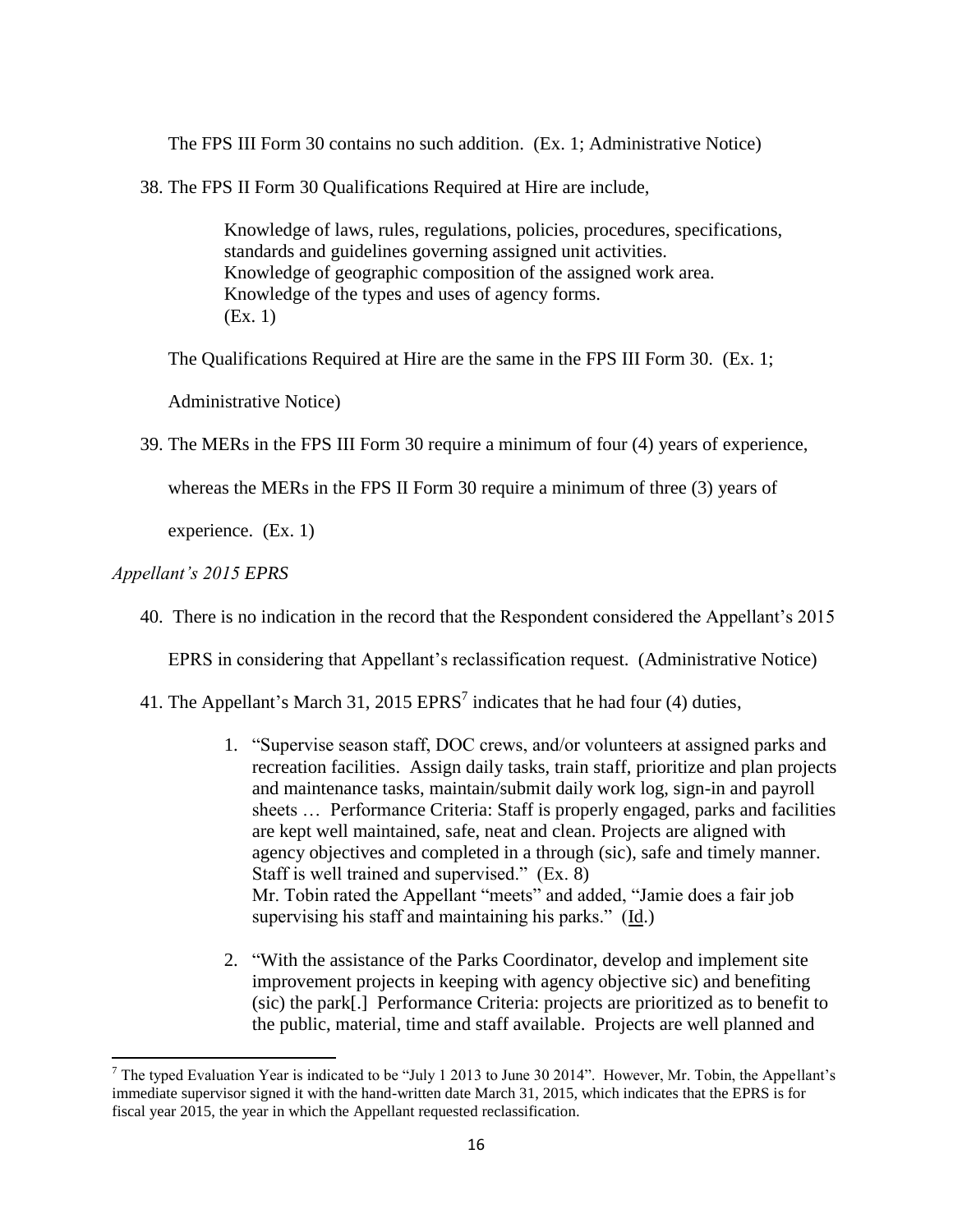The FPS III Form 30 contains no such addition. (Ex. 1; Administrative Notice)

38. The FPS II Form 30 Qualifications Required at Hire are include,

    > Knowledge of laws, rules, regulations, policies, procedures, specifications, standards and guidelines governing assigned unit activities.
    > Knowledge of geographic composition of the assigned work area.
    > Knowledge of the types and uses of agency forms.
    > (Ex. 1)

    The Qualifications Required at Hire are the same in the FPS III Form 30. (Ex. 1; Administrative Notice)

39. The MERs in the FPS III Form 30 require a minimum of four (4) years of experience, whereas the MERs in the FPS II Form 30 require a minimum of three (3) years of experience. (Ex. 1)

*Appellant's 2015 EPRS*

40. There is no indication in the record that the Respondent considered the Appellant's 2015 EPRS in considering that Appellant's reclassification request. (Administrative Notice)

41. The Appellant's March 31, 2015 EPRS[7] indicates that he had four (4) duties,

    1. "Supervise season staff, DOC crews, and/or volunteers at assigned parks and recreation facilities. Assign daily tasks, train staff, prioritize and plan projects and maintenance tasks, maintain/submit daily work log, sign-in and payroll sheets … Performance Criteria: Staff is properly engaged, parks and facilities are kept well maintained, safe, neat and clean. Projects are aligned with agency objectives and completed in a through (sic), safe and timely manner. Staff is well trained and supervised." (Ex. 8)
       Mr. Tobin rated the Appellant "meets" and added, "Jamie does a fair job supervising his staff and maintaining his parks." (Id.)

    2. "With the assistance of the Parks Coordinator, develop and implement site improvement projects in keeping with agency objective sic) and benefiting (sic) the park[.] Performance Criteria: projects are prioritized as to benefit to the public, material, time and staff available. Projects are well planned and

---

[7] The typed Evaluation Year is indicated to be "July 1 2013 to June 30 2014". However, Mr. Tobin, the Appellant's immediate supervisor signed it with the hand-written date March 31, 2015, which indicates that the EPRS is for fiscal year 2015, the year in which the Appellant requested reclassification.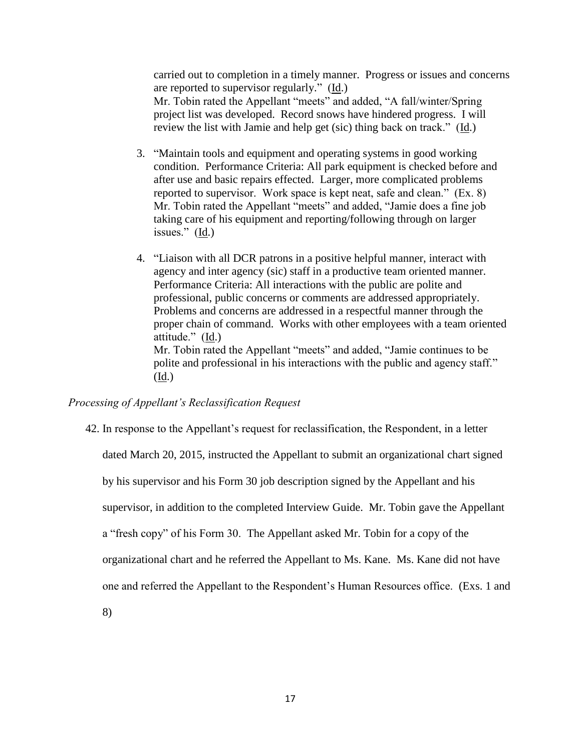carried out to completion in a timely manner. Progress or issues and concerns are reported to supervisor regularly." (Id.)
Mr. Tobin rated the Appellant "meets" and added, "A fall/winter/Spring project list was developed. Record snows have hindered progress. I will review the list with Jamie and help get (sic) thing back on track." (Id.)

3. "Maintain tools and equipment and operating systems in good working condition. Performance Criteria: All park equipment is checked before and after use and basic repairs effected. Larger, more complicated problems reported to supervisor. Work space is kept neat, safe and clean." (Ex. 8)
Mr. Tobin rated the Appellant "meets" and added, "Jamie does a fine job taking care of his equipment and reporting/following through on larger issues." (Id.)

4. "Liaison with all DCR patrons in a positive helpful manner, interact with agency and inter agency (sic) staff in a productive team oriented manner. Performance Criteria: All interactions with the public are polite and professional, public concerns or comments are addressed appropriately. Problems and concerns are addressed in a respectful manner through the proper chain of command. Works with other employees with a team oriented attitude." (Id.)
Mr. Tobin rated the Appellant "meets" and added, "Jamie continues to be polite and professional in his interactions with the public and agency staff." (Id.)

*Processing of Appellant's Reclassification Request*

42. In response to the Appellant's request for reclassification, the Respondent, in a letter dated March 20, 2015, instructed the Appellant to submit an organizational chart signed by his supervisor and his Form 30 job description signed by the Appellant and his supervisor, in addition to the completed Interview Guide. Mr. Tobin gave the Appellant a "fresh copy" of his Form 30. The Appellant asked Mr. Tobin for a copy of the organizational chart and he referred the Appellant to Ms. Kane. Ms. Kane did not have one and referred the Appellant to the Respondent's Human Resources office. (Exs. 1 and 8)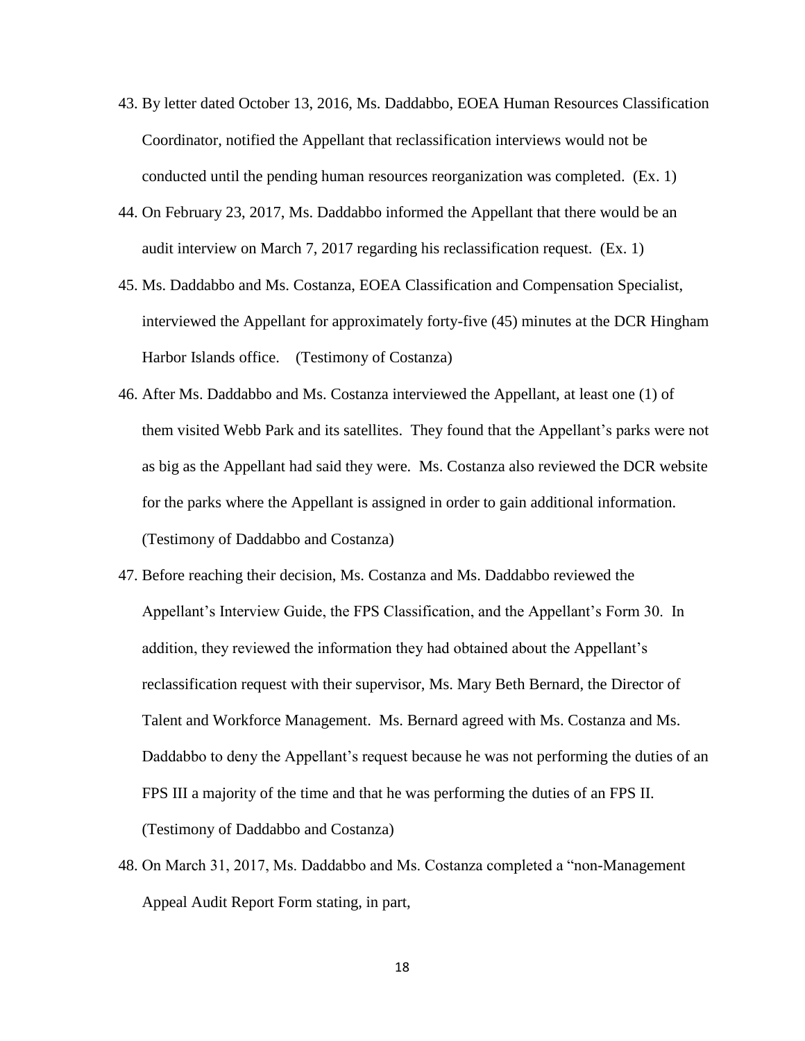43. By letter dated October 13, 2016, Ms. Daddabbo, EOEA Human Resources Classification Coordinator, notified the Appellant that reclassification interviews would not be conducted until the pending human resources reorganization was completed. (Ex. 1)

44. On February 23, 2017, Ms. Daddabbo informed the Appellant that there would be an audit interview on March 7, 2017 regarding his reclassification request. (Ex. 1)

45. Ms. Daddabbo and Ms. Costanza, EOEA Classification and Compensation Specialist, interviewed the Appellant for approximately forty-five (45) minutes at the DCR Hingham Harbor Islands office. (Testimony of Costanza)

46. After Ms. Daddabbo and Ms. Costanza interviewed the Appellant, at least one (1) of them visited Webb Park and its satellites. They found that the Appellant's parks were not as big as the Appellant had said they were. Ms. Costanza also reviewed the DCR website for the parks where the Appellant is assigned in order to gain additional information. (Testimony of Daddabbo and Costanza)

47. Before reaching their decision, Ms. Costanza and Ms. Daddabbo reviewed the Appellant's Interview Guide, the FPS Classification, and the Appellant's Form 30. In addition, they reviewed the information they had obtained about the Appellant's reclassification request with their supervisor, Ms. Mary Beth Bernard, the Director of Talent and Workforce Management. Ms. Bernard agreed with Ms. Costanza and Ms. Daddabbo to deny the Appellant's request because he was not performing the duties of an FPS III a majority of the time and that he was performing the duties of an FPS II. (Testimony of Daddabbo and Costanza)

48. On March 31, 2017, Ms. Daddabbo and Ms. Costanza completed a "non-Management Appeal Audit Report Form stating, in part,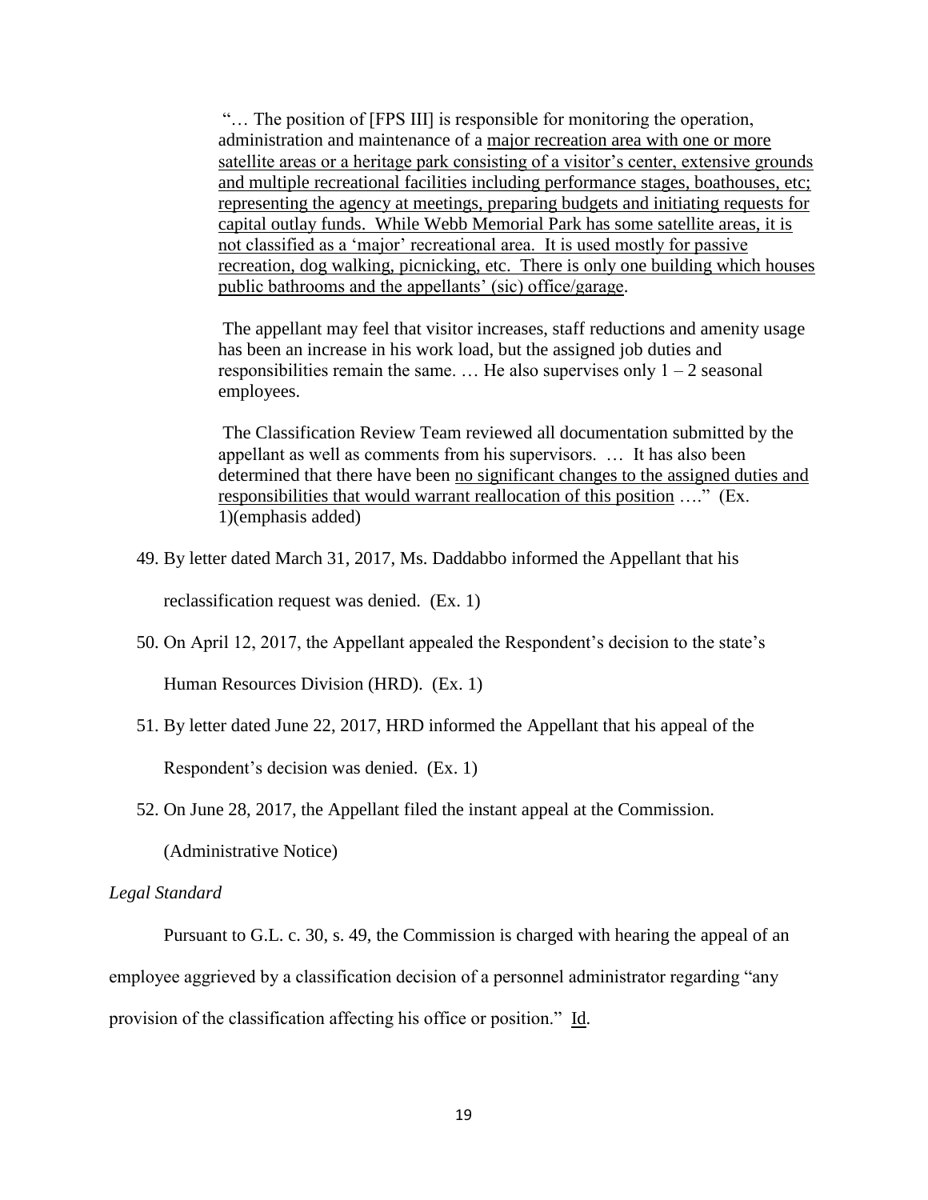> "… The position of [FPS III] is responsible for monitoring the operation, administration and maintenance of a <u>major recreation area with one or more satellite areas or a heritage park consisting of a visitor's center, extensive grounds and multiple recreational facilities including performance stages, boathouses, etc; representing the agency at meetings, preparing budgets and initiating requests for capital outlay funds. While Webb Memorial Park has some satellite areas, it is not classified as a 'major' recreational area. It is used mostly for passive recreation, dog walking, picnicking, etc. There is only one building which houses public bathrooms and the appellants' (sic) office/garage</u>.
>
> The appellant may feel that visitor increases, staff reductions and amenity usage has been an increase in his work load, but the assigned job duties and responsibilities remain the same. … He also supervises only 1 – 2 seasonal employees.
>
> The Classification Review Team reviewed all documentation submitted by the appellant as well as comments from his supervisors. … It has also been determined that there have been <u>no significant changes to the assigned duties and responsibilities that would warrant reallocation of this position</u> …." (Ex. 1)(emphasis added)

49. By letter dated March 31, 2017, Ms. Daddabbo informed the Appellant that his reclassification request was denied. (Ex. 1)

50. On April 12, 2017, the Appellant appealed the Respondent's decision to the state's Human Resources Division (HRD). (Ex. 1)

51. By letter dated June 22, 2017, HRD informed the Appellant that his appeal of the Respondent's decision was denied. (Ex. 1)

52. On June 28, 2017, the Appellant filed the instant appeal at the Commission. (Administrative Notice)

*Legal Standard*

Pursuant to G.L. c. 30, s. 49, the Commission is charged with hearing the appeal of an employee aggrieved by a classification decision of a personnel administrator regarding "any provision of the classification affecting his office or position." <u>Id</u>.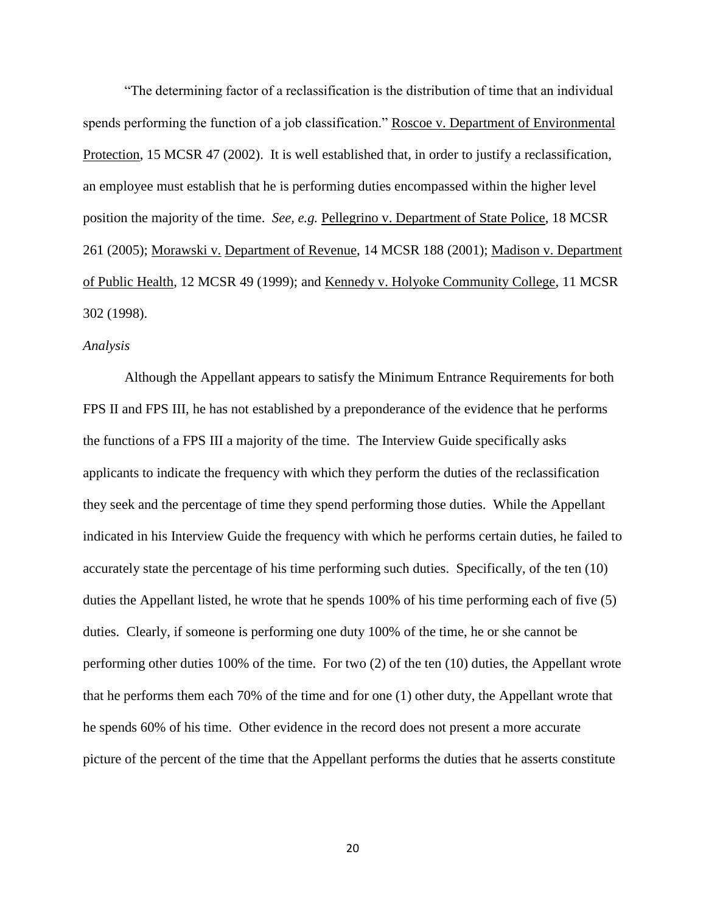"The determining factor of a reclassification is the distribution of time that an individual spends performing the function of a job classification." Roscoe v. Department of Environmental Protection, 15 MCSR 47 (2002). It is well established that, in order to justify a reclassification, an employee must establish that he is performing duties encompassed within the higher level position the majority of the time. *See, e.g.* Pellegrino v. Department of State Police, 18 MCSR 261 (2005); Morawski v. Department of Revenue, 14 MCSR 188 (2001); Madison v. Department of Public Health, 12 MCSR 49 (1999); and Kennedy v. Holyoke Community College, 11 MCSR 302 (1998).

*Analysis*

Although the Appellant appears to satisfy the Minimum Entrance Requirements for both FPS II and FPS III, he has not established by a preponderance of the evidence that he performs the functions of a FPS III a majority of the time. The Interview Guide specifically asks applicants to indicate the frequency with which they perform the duties of the reclassification they seek and the percentage of time they spend performing those duties. While the Appellant indicated in his Interview Guide the frequency with which he performs certain duties, he failed to accurately state the percentage of his time performing such duties. Specifically, of the ten (10) duties the Appellant listed, he wrote that he spends 100% of his time performing each of five (5) duties. Clearly, if someone is performing one duty 100% of the time, he or she cannot be performing other duties 100% of the time. For two (2) of the ten (10) duties, the Appellant wrote that he performs them each 70% of the time and for one (1) other duty, the Appellant wrote that he spends 60% of his time. Other evidence in the record does not present a more accurate picture of the percent of the time that the Appellant performs the duties that he asserts constitute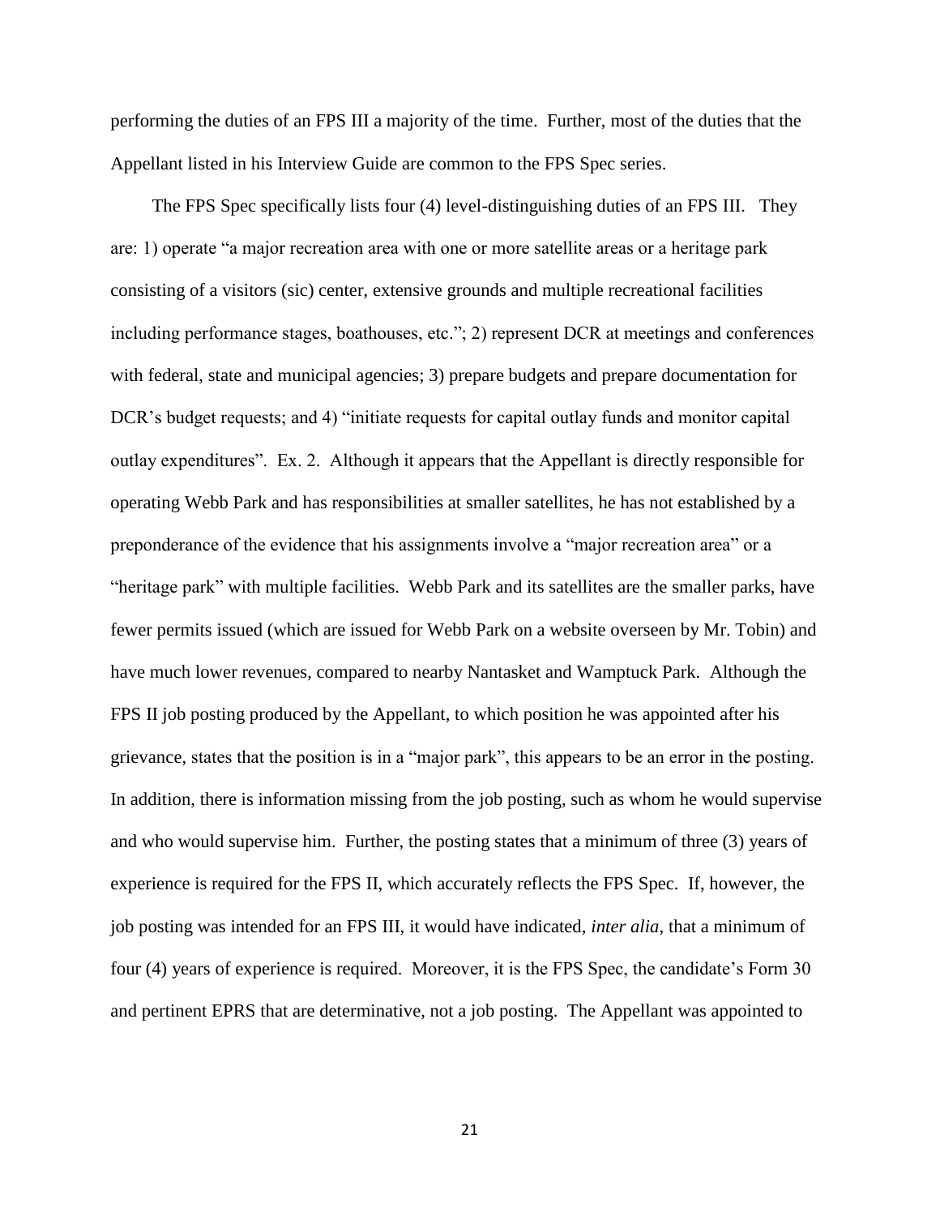performing the duties of an FPS III a majority of the time. Further, most of the duties that the Appellant listed in his Interview Guide are common to the FPS Spec series.

The FPS Spec specifically lists four (4) level-distinguishing duties of an FPS III. They are: 1) operate "a major recreation area with one or more satellite areas or a heritage park consisting of a visitors (sic) center, extensive grounds and multiple recreational facilities including performance stages, boathouses, etc."; 2) represent DCR at meetings and conferences with federal, state and municipal agencies; 3) prepare budgets and prepare documentation for DCR's budget requests; and 4) "initiate requests for capital outlay funds and monitor capital outlay expenditures". Ex. 2. Although it appears that the Appellant is directly responsible for operating Webb Park and has responsibilities at smaller satellites, he has not established by a preponderance of the evidence that his assignments involve a "major recreation area" or a "heritage park" with multiple facilities. Webb Park and its satellites are the smaller parks, have fewer permits issued (which are issued for Webb Park on a website overseen by Mr. Tobin) and have much lower revenues, compared to nearby Nantasket and Wamptuck Park. Although the FPS II job posting produced by the Appellant, to which position he was appointed after his grievance, states that the position is in a "major park", this appears to be an error in the posting. In addition, there is information missing from the job posting, such as whom he would supervise and who would supervise him. Further, the posting states that a minimum of three (3) years of experience is required for the FPS II, which accurately reflects the FPS Spec. If, however, the job posting was intended for an FPS III, it would have indicated, *inter alia*, that a minimum of four (4) years of experience is required. Moreover, it is the FPS Spec, the candidate's Form 30 and pertinent EPRS that are determinative, not a job posting. The Appellant was appointed to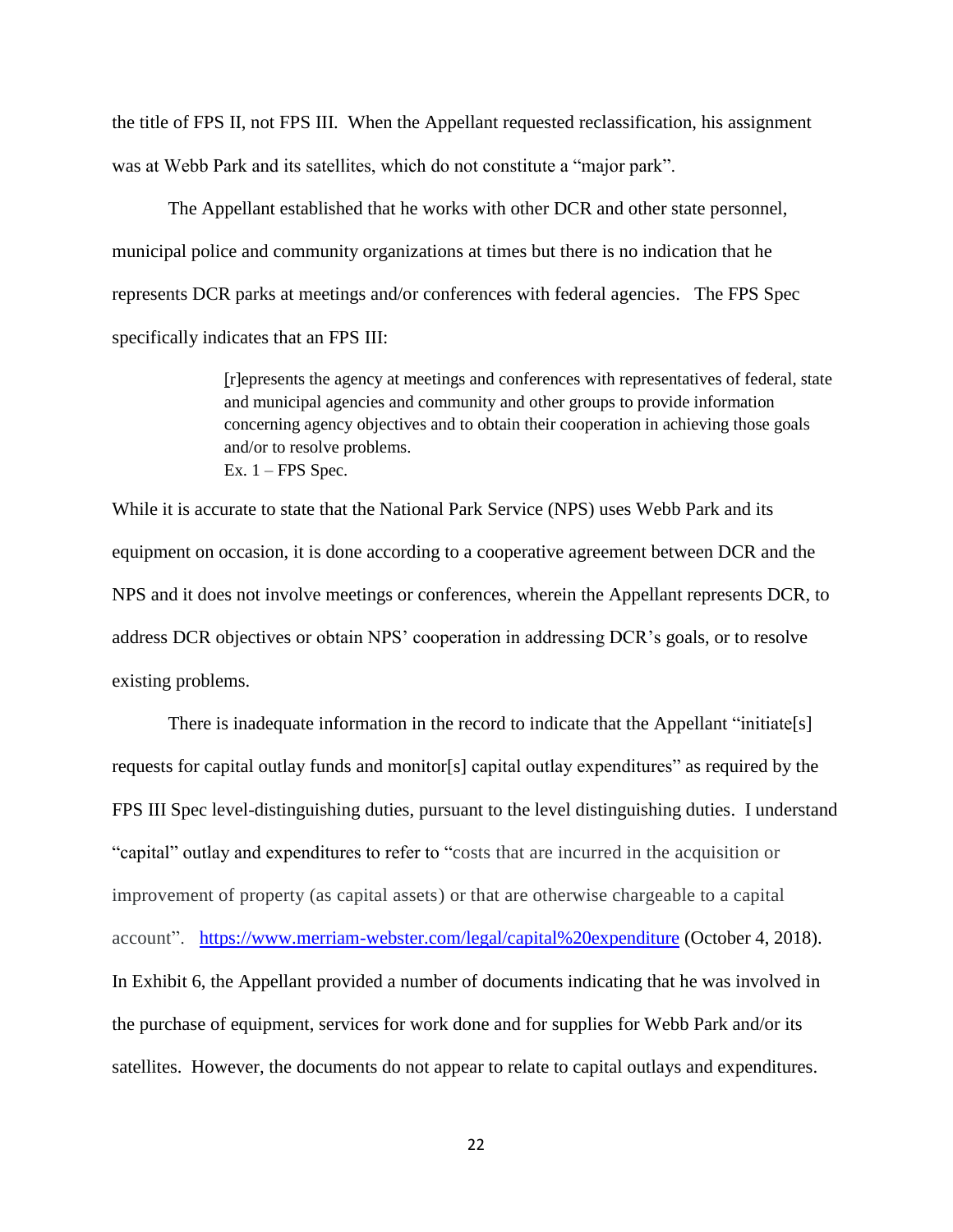the title of FPS II, not FPS III. When the Appellant requested reclassification, his assignment was at Webb Park and its satellites, which do not constitute a "major park".

The Appellant established that he works with other DCR and other state personnel, municipal police and community organizations at times but there is no indication that he represents DCR parks at meetings and/or conferences with federal agencies. The FPS Spec specifically indicates that an FPS III:

> [r]epresents the agency at meetings and conferences with representatives of federal, state and municipal agencies and community and other groups to provide information concerning agency objectives and to obtain their cooperation in achieving those goals and/or to resolve problems.
> Ex. 1 – FPS Spec.

While it is accurate to state that the National Park Service (NPS) uses Webb Park and its equipment on occasion, it is done according to a cooperative agreement between DCR and the NPS and it does not involve meetings or conferences, wherein the Appellant represents DCR, to address DCR objectives or obtain NPS' cooperation in addressing DCR's goals, or to resolve existing problems.

There is inadequate information in the record to indicate that the Appellant "initiate[s] requests for capital outlay funds and monitor[s] capital outlay expenditures" as required by the FPS III Spec level-distinguishing duties, pursuant to the level distinguishing duties. I understand "capital" outlay and expenditures to refer to "costs that are incurred in the acquisition or improvement of property (as capital assets) or that are otherwise chargeable to a capital account". https://www.merriam-webster.com/legal/capital%20expenditure (October 4, 2018). In Exhibit 6, the Appellant provided a number of documents indicating that he was involved in the purchase of equipment, services for work done and for supplies for Webb Park and/or its satellites. However, the documents do not appear to relate to capital outlays and expenditures.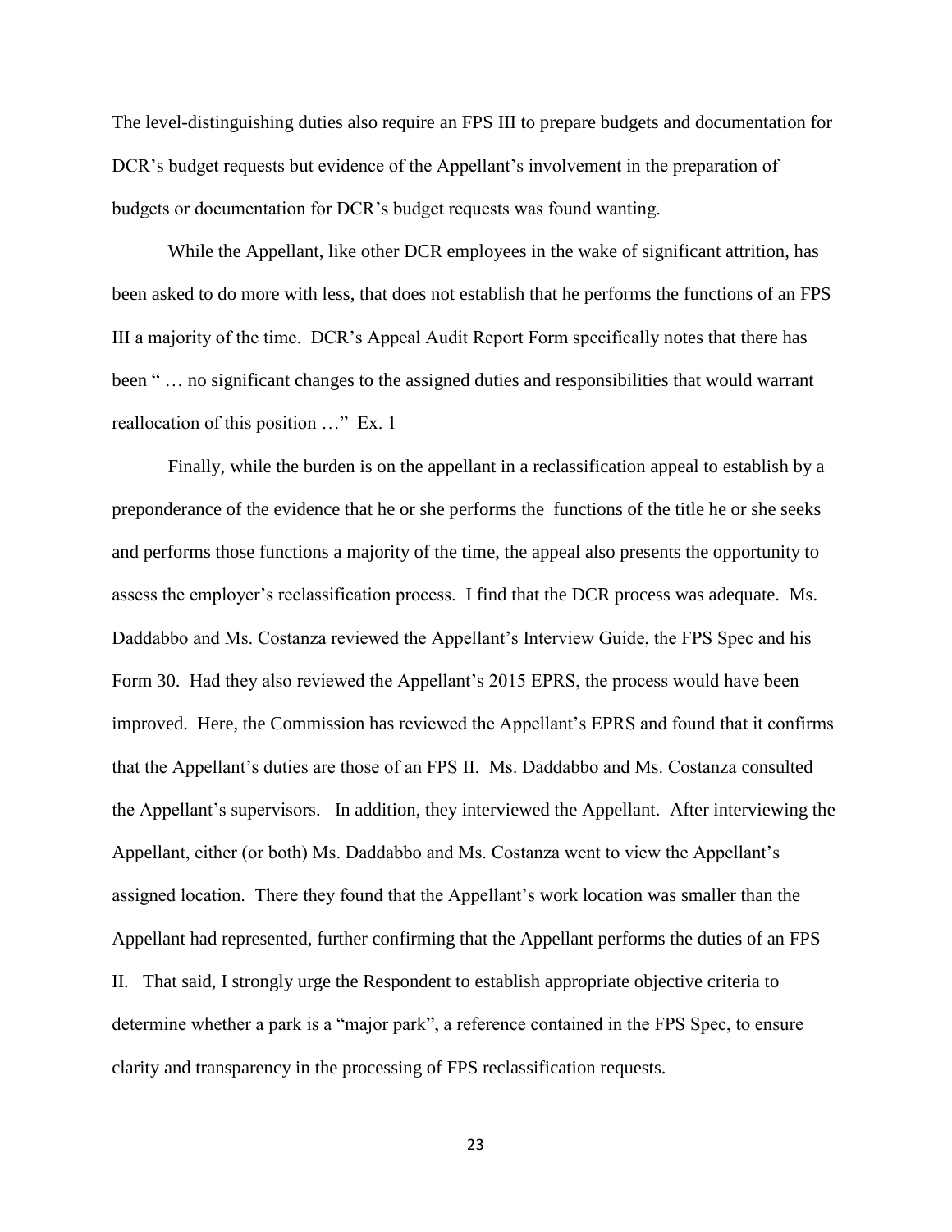The level-distinguishing duties also require an FPS III to prepare budgets and documentation for DCR's budget requests but evidence of the Appellant's involvement in the preparation of budgets or documentation for DCR's budget requests was found wanting.

While the Appellant, like other DCR employees in the wake of significant attrition, has been asked to do more with less, that does not establish that he performs the functions of an FPS III a majority of the time. DCR's Appeal Audit Report Form specifically notes that there has been " … no significant changes to the assigned duties and responsibilities that would warrant reallocation of this position …" Ex. 1

Finally, while the burden is on the appellant in a reclassification appeal to establish by a preponderance of the evidence that he or she performs the functions of the title he or she seeks and performs those functions a majority of the time, the appeal also presents the opportunity to assess the employer's reclassification process. I find that the DCR process was adequate. Ms. Daddabbo and Ms. Costanza reviewed the Appellant's Interview Guide, the FPS Spec and his Form 30. Had they also reviewed the Appellant's 2015 EPRS, the process would have been improved. Here, the Commission has reviewed the Appellant's EPRS and found that it confirms that the Appellant's duties are those of an FPS II. Ms. Daddabbo and Ms. Costanza consulted the Appellant's supervisors. In addition, they interviewed the Appellant. After interviewing the Appellant, either (or both) Ms. Daddabbo and Ms. Costanza went to view the Appellant's assigned location. There they found that the Appellant's work location was smaller than the Appellant had represented, further confirming that the Appellant performs the duties of an FPS II. That said, I strongly urge the Respondent to establish appropriate objective criteria to determine whether a park is a "major park", a reference contained in the FPS Spec, to ensure clarity and transparency in the processing of FPS reclassification requests.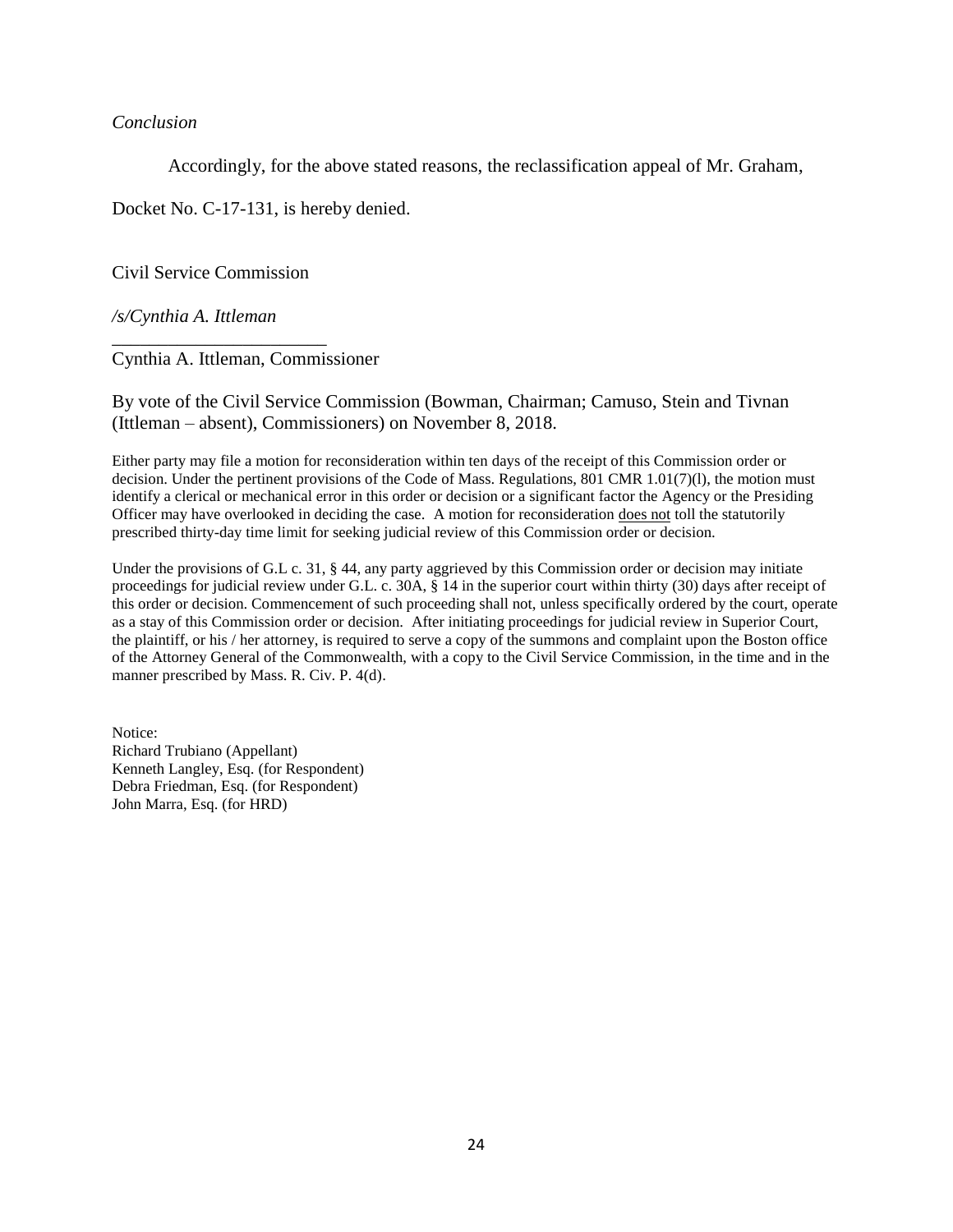*Conclusion*

Accordingly, for the above stated reasons, the reclassification appeal of Mr. Graham, Docket No. C-17-131, is hereby denied.

Civil Service Commission

*/s/Cynthia A. Ittleman*

\_\_\_\_\_\_\_\_\_\_\_\_\_\_\_\_\_\_\_\_\_\_\_\_

Cynthia A. Ittleman, Commissioner

By vote of the Civil Service Commission (Bowman, Chairman; Camuso, Stein and Tivnan (Ittleman – absent), Commissioners) on November 8, 2018.

Either party may file a motion for reconsideration within ten days of the receipt of this Commission order or decision. Under the pertinent provisions of the Code of Mass. Regulations, 801 CMR 1.01(7)(l), the motion must identify a clerical or mechanical error in this order or decision or a significant factor the Agency or the Presiding Officer may have overlooked in deciding the case. A motion for reconsideration <u>does not</u> toll the statutorily prescribed thirty-day time limit for seeking judicial review of this Commission order or decision.

Under the provisions of G.L c. 31, § 44, any party aggrieved by this Commission order or decision may initiate proceedings for judicial review under G.L. c. 30A, § 14 in the superior court within thirty (30) days after receipt of this order or decision. Commencement of such proceeding shall not, unless specifically ordered by the court, operate as a stay of this Commission order or decision. After initiating proceedings for judicial review in Superior Court, the plaintiff, or his / her attorney, is required to serve a copy of the summons and complaint upon the Boston office of the Attorney General of the Commonwealth, with a copy to the Civil Service Commission, in the time and in the manner prescribed by Mass. R. Civ. P. 4(d).

Notice:
Richard Trubiano (Appellant)
Kenneth Langley, Esq. (for Respondent)
Debra Friedman, Esq. (for Respondent)
John Marra, Esq. (for HRD)